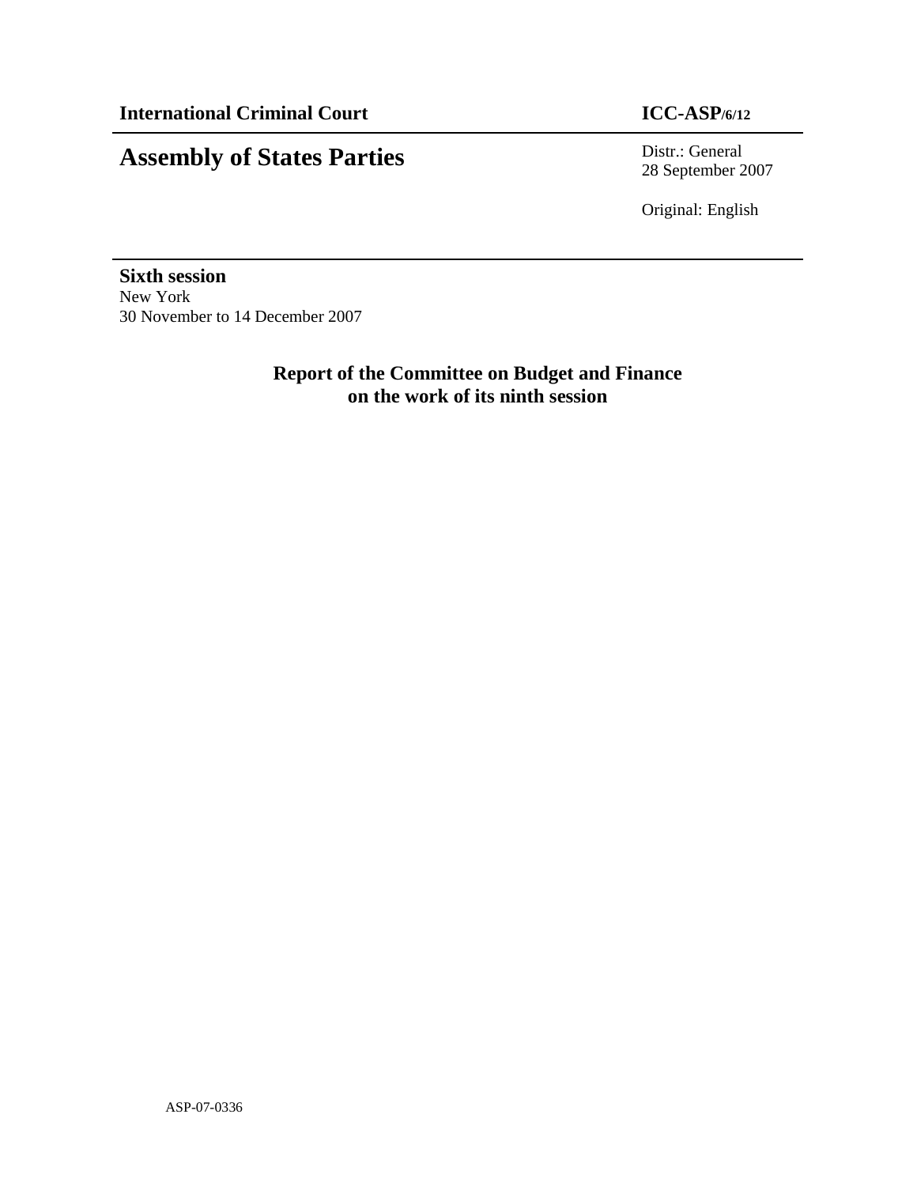**International Criminal Court** **ICC-ASP/6/12**

# Assembly of States Parties

Distr.: General
28 September 2007

Original: English

**Sixth session**
New York
30 November to 14 December 2007

## Report of the Committee on Budget and Finance on the work of its ninth session

ASP-07-0336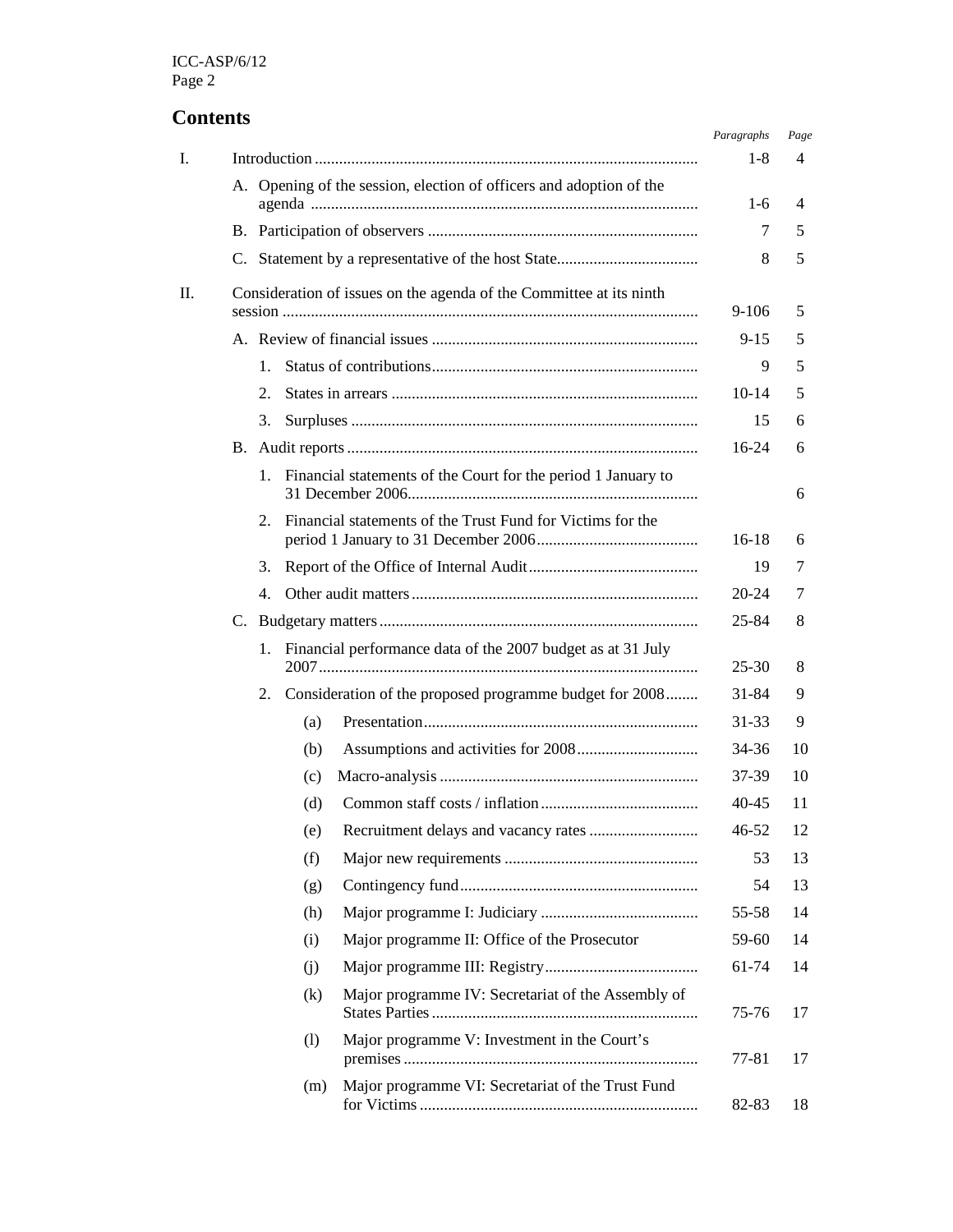## Contents

| | | Paragraphs | Page |
|---|---|---|---|
| I. | Introduction | 1-8 | 4 |
| | A. Opening of the session, election of officers and adoption of the agenda | 1-6 | 4 |
| | B. Participation of observers | 7 | 5 |
| | C. Statement by a representative of the host State | 8 | 5 |
| II. | Consideration of issues on the agenda of the Committee at its ninth session | 9-106 | 5 |
| | A. Review of financial issues | 9-15 | 5 |
| | 1. Status of contributions | 9 | 5 |
| | 2. States in arrears | 10-14 | 5 |
| | 3. Surpluses | 15 | 6 |
| | B. Audit reports | 16-24 | 6 |
| | 1. Financial statements of the Court for the period 1 January to 31 December 2006 | | 6 |
| | 2. Financial statements of the Trust Fund for Victims for the period 1 January to 31 December 2006 | 16-18 | 6 |
| | 3. Report of the Office of Internal Audit | 19 | 7 |
| | 4. Other audit matters | 20-24 | 7 |
| | C. Budgetary matters | 25-84 | 8 |
| | 1. Financial performance data of the 2007 budget as at 31 July 2007 | 25-30 | 8 |
| | 2. Consideration of the proposed programme budget for 2008 | 31-84 | 9 |
| | (a) Presentation | 31-33 | 9 |
| | (b) Assumptions and activities for 2008 | 34-36 | 10 |
| | (c) Macro-analysis | 37-39 | 10 |
| | (d) Common staff costs / inflation | 40-45 | 11 |
| | (e) Recruitment delays and vacancy rates | 46-52 | 12 |
| | (f) Major new requirements | 53 | 13 |
| | (g) Contingency fund | 54 | 13 |
| | (h) Major programme I: Judiciary | 55-58 | 14 |
| | (i) Major programme II: Office of the Prosecutor | 59-60 | 14 |
| | (j) Major programme III: Registry | 61-74 | 14 |
| | (k) Major programme IV: Secretariat of the Assembly of States Parties | 75-76 | 17 |
| | (l) Major programme V: Investment in the Court's premises | 77-81 | 17 |
| | (m) Major programme VI: Secretariat of the Trust Fund for Victims | 82-83 | 18 |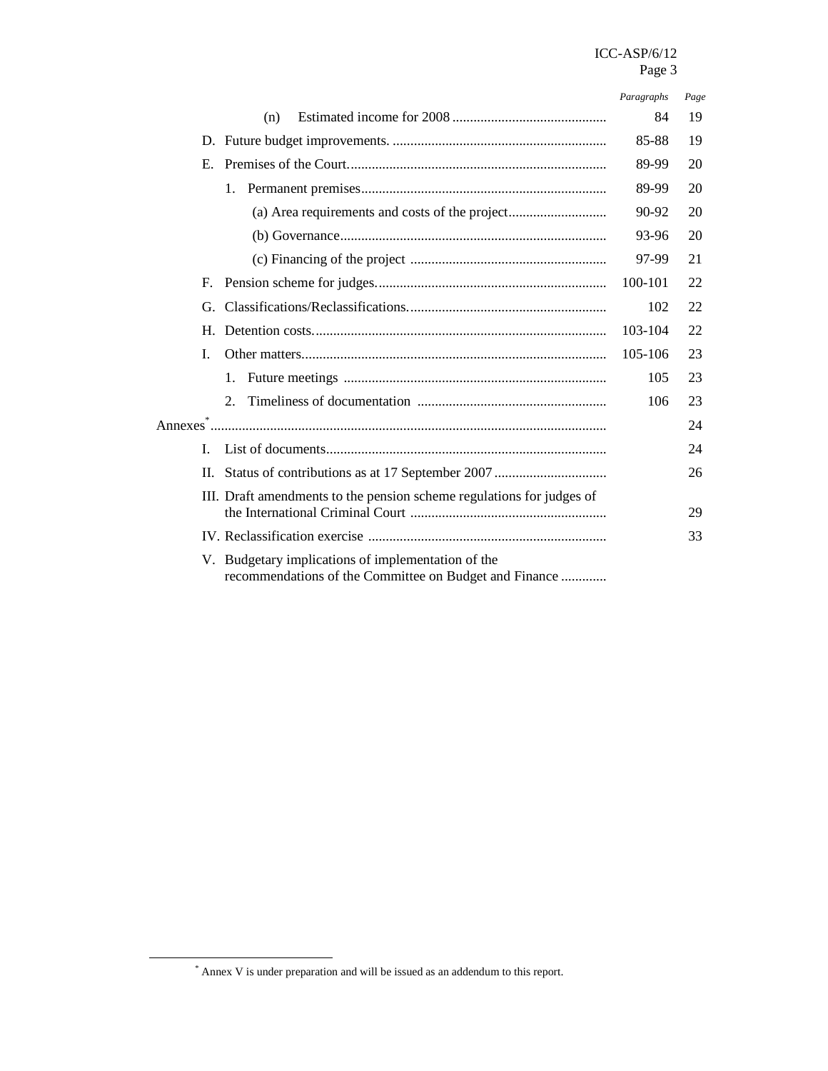| | Paragraphs | Page |
|---|---|---|
| (n) Estimated income for 2008 | 84 | 19 |
| D. Future budget improvements. | 85-88 | 19 |
| E. Premises of the Court. | 89-99 | 20 |
| 1. Permanent premises | 89-99 | 20 |
| (a) Area requirements and costs of the project | 90-92 | 20 |
| (b) Governance | 93-96 | 20 |
| (c) Financing of the project | 97-99 | 21 |
| F. Pension scheme for judges. | 100-101 | 22 |
| G. Classifications/Reclassifications. | 102 | 22 |
| H. Detention costs. | 103-104 | 22 |
| I. Other matters. | 105-106 | 23 |
| 1. Future meetings | 105 | 23 |
| 2. Timeliness of documentation | 106 | 23 |
| Annexes* | | 24 |
| I. List of documents | | 24 |
| II. Status of contributions as at 17 September 2007 | | 26 |
| III. Draft amendments to the pension scheme regulations for judges of the International Criminal Court | | 29 |
| IV. Reclassification exercise | | 33 |
| V. Budgetary implications of implementation of the recommendations of the Committee on Budget and Finance | | |

* Annex V is under preparation and will be issued as an addendum to this report.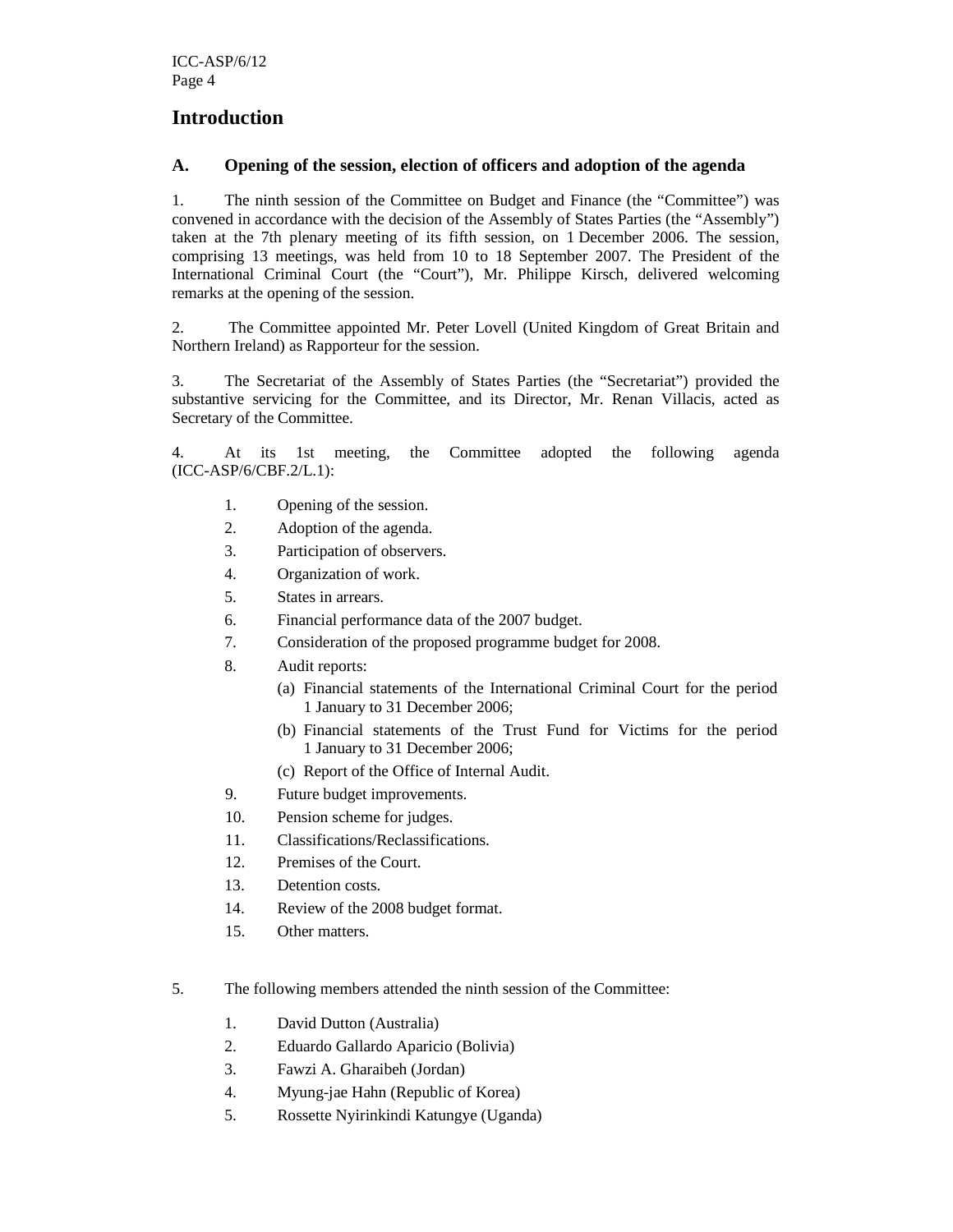# Introduction

## A. Opening of the session, election of officers and adoption of the agenda

1. The ninth session of the Committee on Budget and Finance (the "Committee") was convened in accordance with the decision of the Assembly of States Parties (the "Assembly") taken at the 7th plenary meeting of its fifth session, on 1 December 2006. The session, comprising 13 meetings, was held from 10 to 18 September 2007. The President of the International Criminal Court (the "Court"), Mr. Philippe Kirsch, delivered welcoming remarks at the opening of the session.

2. The Committee appointed Mr. Peter Lovell (United Kingdom of Great Britain and Northern Ireland) as Rapporteur for the session.

3. The Secretariat of the Assembly of States Parties (the "Secretariat") provided the substantive servicing for the Committee, and its Director, Mr. Renan Villacis, acted as Secretary of the Committee.

4. At its 1st meeting, the Committee adopted the following agenda (ICC-ASP/6/CBF.2/L.1):

1. Opening of the session.
2. Adoption of the agenda.
3. Participation of observers.
4. Organization of work.
5. States in arrears.
6. Financial performance data of the 2007 budget.
7. Consideration of the proposed programme budget for 2008.
8. Audit reports:
   (a) Financial statements of the International Criminal Court for the period 1 January to 31 December 2006;
   (b) Financial statements of the Trust Fund for Victims for the period 1 January to 31 December 2006;
   (c) Report of the Office of Internal Audit.
9. Future budget improvements.
10. Pension scheme for judges.
11. Classifications/Reclassifications.
12. Premises of the Court.
13. Detention costs.
14. Review of the 2008 budget format.
15. Other matters.

5. The following members attended the ninth session of the Committee:

1. David Dutton (Australia)
2. Eduardo Gallardo Aparicio (Bolivia)
3. Fawzi A. Gharaibeh (Jordan)
4. Myung-jae Hahn (Republic of Korea)
5. Rossette Nyirinkindi Katungye (Uganda)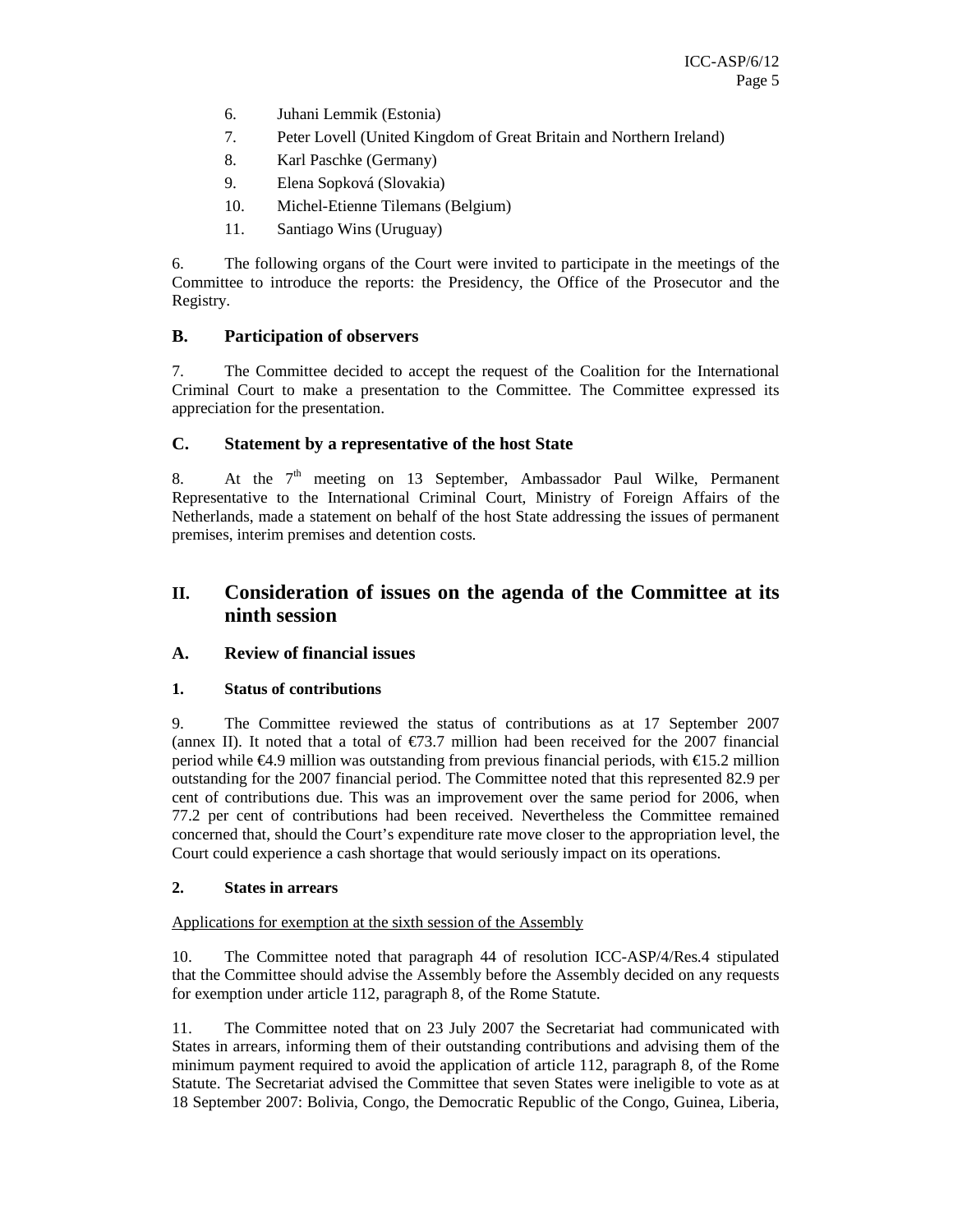6. Juhani Lemmik (Estonia)
7. Peter Lovell (United Kingdom of Great Britain and Northern Ireland)
8. Karl Paschke (Germany)
9. Elena Sopková (Slovakia)
10. Michel-Etienne Tilemans (Belgium)
11. Santiago Wins (Uruguay)

6. The following organs of the Court were invited to participate in the meetings of the Committee to introduce the reports: the Presidency, the Office of the Prosecutor and the Registry.

### B. Participation of observers

7. The Committee decided to accept the request of the Coalition for the International Criminal Court to make a presentation to the Committee. The Committee expressed its appreciation for the presentation.

### C. Statement by a representative of the host State

8. At the 7th meeting on 13 September, Ambassador Paul Wilke, Permanent Representative to the International Criminal Court, Ministry of Foreign Affairs of the Netherlands, made a statement on behalf of the host State addressing the issues of permanent premises, interim premises and detention costs.

## II. Consideration of issues on the agenda of the Committee at its ninth session

### A. Review of financial issues

#### 1. Status of contributions

9. The Committee reviewed the status of contributions as at 17 September 2007 (annex II). It noted that a total of €73.7 million had been received for the 2007 financial period while €4.9 million was outstanding from previous financial periods, with €15.2 million outstanding for the 2007 financial period. The Committee noted that this represented 82.9 per cent of contributions due. This was an improvement over the same period for 2006, when 77.2 per cent of contributions had been received. Nevertheless the Committee remained concerned that, should the Court's expenditure rate move closer to the appropriation level, the Court could experience a cash shortage that would seriously impact on its operations.

#### 2. States in arrears

Applications for exemption at the sixth session of the Assembly

10. The Committee noted that paragraph 44 of resolution ICC-ASP/4/Res.4 stipulated that the Committee should advise the Assembly before the Assembly decided on any requests for exemption under article 112, paragraph 8, of the Rome Statute.

11. The Committee noted that on 23 July 2007 the Secretariat had communicated with States in arrears, informing them of their outstanding contributions and advising them of the minimum payment required to avoid the application of article 112, paragraph 8, of the Rome Statute. The Secretariat advised the Committee that seven States were ineligible to vote as at 18 September 2007: Bolivia, Congo, the Democratic Republic of the Congo, Guinea, Liberia,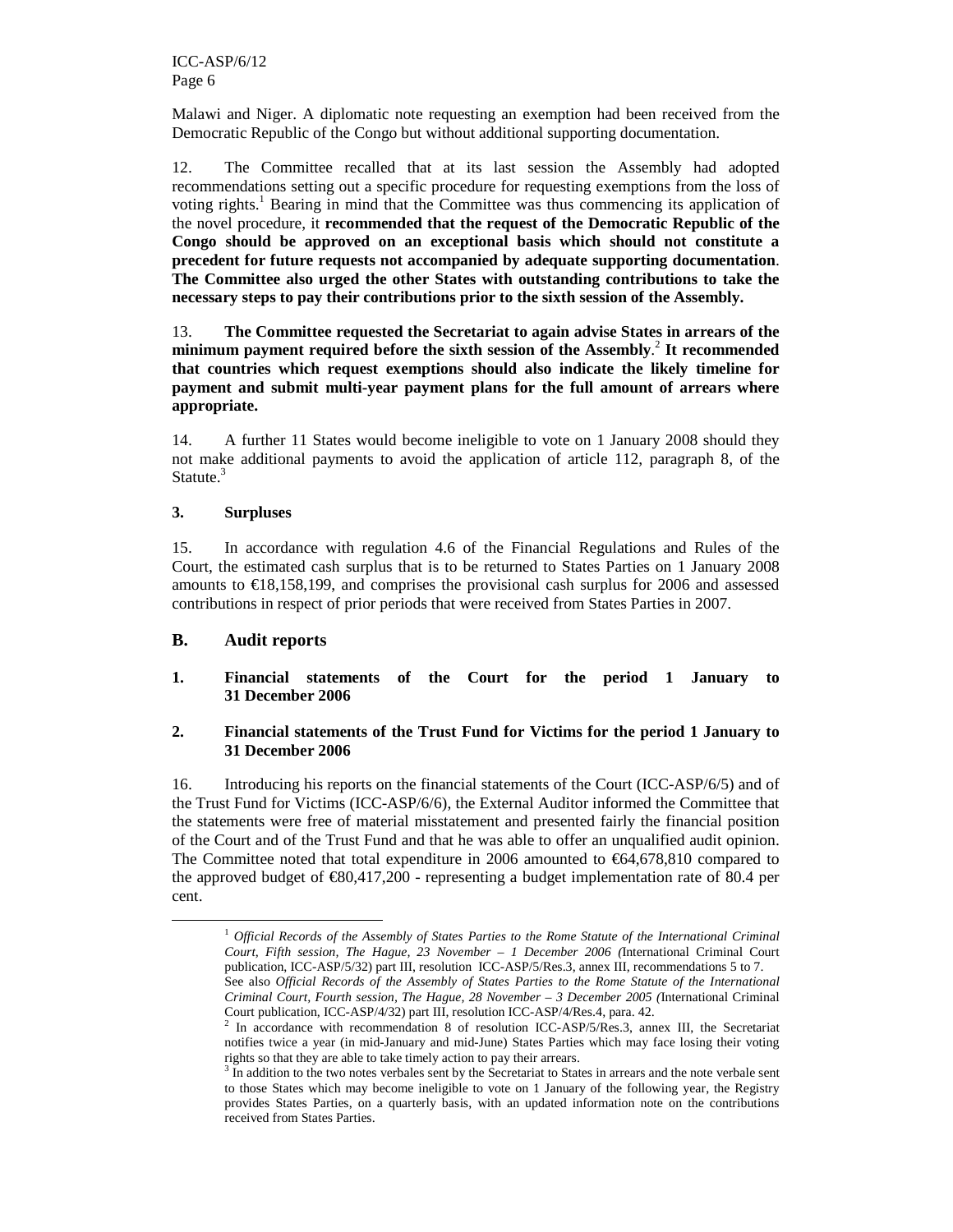Malawi and Niger. A diplomatic note requesting an exemption had been received from the Democratic Republic of the Congo but without additional supporting documentation.

12. The Committee recalled that at its last session the Assembly had adopted recommendations setting out a specific procedure for requesting exemptions from the loss of voting rights.[1] Bearing in mind that the Committee was thus commencing its application of the novel procedure, it **recommended that the request of the Democratic Republic of the Congo should be approved on an exceptional basis which should not constitute a precedent for future requests not accompanied by adequate supporting documentation**. **The Committee also urged the other States with outstanding contributions to take the necessary steps to pay their contributions prior to the sixth session of the Assembly.**

13. **The Committee requested the Secretariat to again advise States in arrears of the minimum payment required before the sixth session of the Assembly**.[2] **It recommended that countries which request exemptions should also indicate the likely timeline for payment and submit multi-year payment plans for the full amount of arrears where appropriate.**

14. A further 11 States would become ineligible to vote on 1 January 2008 should they not make additional payments to avoid the application of article 112, paragraph 8, of the Statute.[3]

### 3. Surpluses

15. In accordance with regulation 4.6 of the Financial Regulations and Rules of the Court, the estimated cash surplus that is to be returned to States Parties on 1 January 2008 amounts to €18,158,199, and comprises the provisional cash surplus for 2006 and assessed contributions in respect of prior periods that were received from States Parties in 2007.

## B. Audit reports

### 1. Financial statements of the Court for the period 1 January to 31 December 2006

### 2. Financial statements of the Trust Fund for Victims for the period 1 January to 31 December 2006

16. Introducing his reports on the financial statements of the Court (ICC-ASP/6/5) and of the Trust Fund for Victims (ICC-ASP/6/6), the External Auditor informed the Committee that the statements were free of material misstatement and presented fairly the financial position of the Court and of the Trust Fund and that he was able to offer an unqualified audit opinion. The Committee noted that total expenditure in 2006 amounted to €64,678,810 compared to the approved budget of €80,417,200 - representing a budget implementation rate of 80.4 per cent.

---

[1] *Official Records of the Assembly of States Parties to the Rome Statute of the International Criminal Court, Fifth session, The Hague, 23 November – 1 December 2006 (*International Criminal Court publication, ICC-ASP/5/32) part III, resolution ICC-ASP/5/Res.3, annex III, recommendations 5 to 7. See also *Official Records of the Assembly of States Parties to the Rome Statute of the International Criminal Court, Fourth session, The Hague, 28 November – 3 December 2005 (*International Criminal Court publication, ICC-ASP/4/32) part III, resolution ICC-ASP/4/Res.4, para. 42.

[2] In accordance with recommendation 8 of resolution ICC-ASP/5/Res.3, annex III, the Secretariat notifies twice a year (in mid-January and mid-June) States Parties which may face losing their voting rights so that they are able to take timely action to pay their arrears.

[3] In addition to the two notes verbales sent by the Secretariat to States in arrears and the note verbale sent to those States which may become ineligible to vote on 1 January of the following year, the Registry provides States Parties, on a quarterly basis, with an updated information note on the contributions received from States Parties.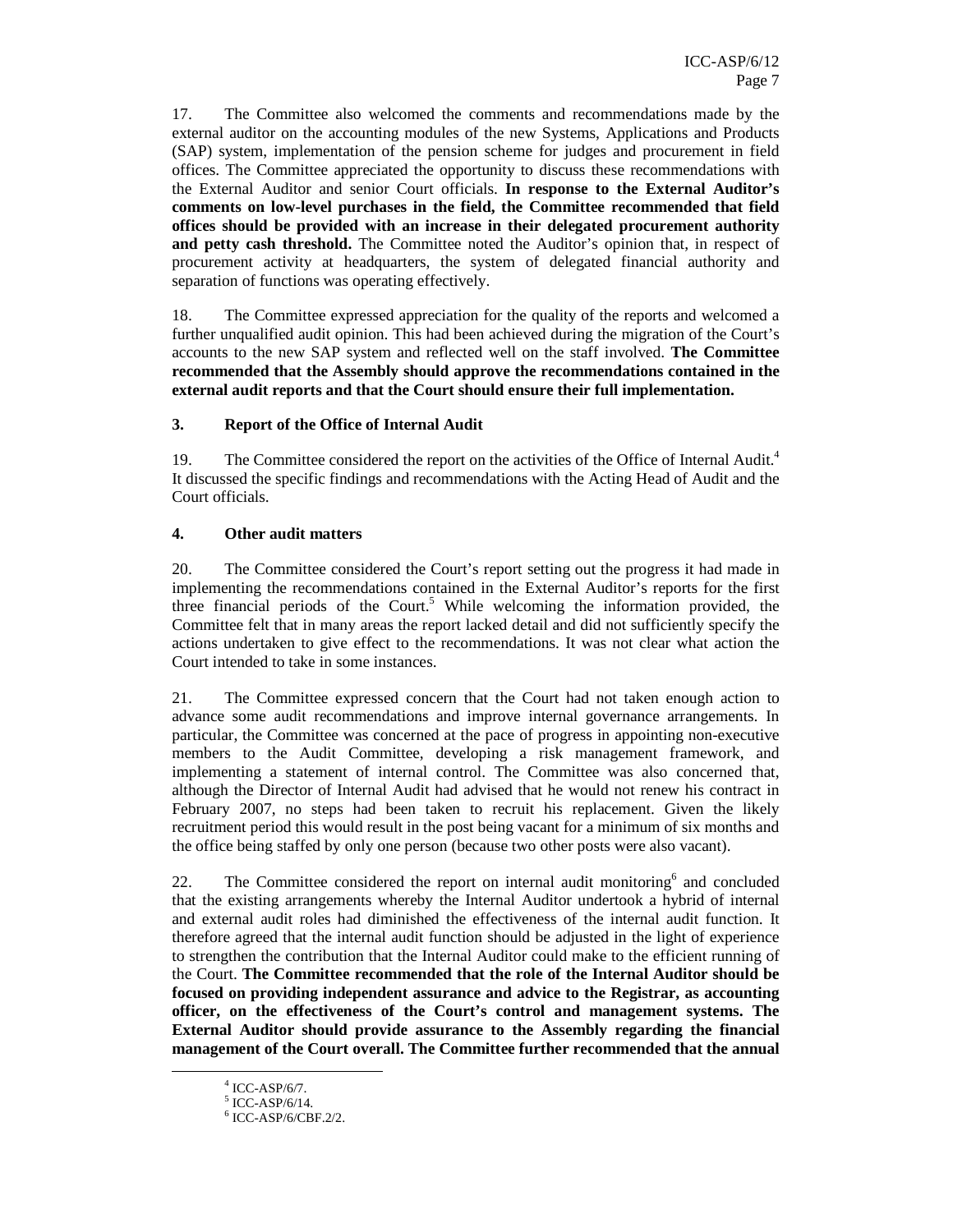17. The Committee also welcomed the comments and recommendations made by the external auditor on the accounting modules of the new Systems, Applications and Products (SAP) system, implementation of the pension scheme for judges and procurement in field offices. The Committee appreciated the opportunity to discuss these recommendations with the External Auditor and senior Court officials. **In response to the External Auditor's comments on low-level purchases in the field, the Committee recommended that field offices should be provided with an increase in their delegated procurement authority and petty cash threshold.** The Committee noted the Auditor's opinion that, in respect of procurement activity at headquarters, the system of delegated financial authority and separation of functions was operating effectively.

18. The Committee expressed appreciation for the quality of the reports and welcomed a further unqualified audit opinion. This had been achieved during the migration of the Court's accounts to the new SAP system and reflected well on the staff involved. **The Committee recommended that the Assembly should approve the recommendations contained in the external audit reports and that the Court should ensure their full implementation.**

### 3. Report of the Office of Internal Audit

19. The Committee considered the report on the activities of the Office of Internal Audit.[4] It discussed the specific findings and recommendations with the Acting Head of Audit and the Court officials.

### 4. Other audit matters

20. The Committee considered the Court's report setting out the progress it had made in implementing the recommendations contained in the External Auditor's reports for the first three financial periods of the Court.[5] While welcoming the information provided, the Committee felt that in many areas the report lacked detail and did not sufficiently specify the actions undertaken to give effect to the recommendations. It was not clear what action the Court intended to take in some instances.

21. The Committee expressed concern that the Court had not taken enough action to advance some audit recommendations and improve internal governance arrangements. In particular, the Committee was concerned at the pace of progress in appointing non-executive members to the Audit Committee, developing a risk management framework, and implementing a statement of internal control. The Committee was also concerned that, although the Director of Internal Audit had advised that he would not renew his contract in February 2007, no steps had been taken to recruit his replacement. Given the likely recruitment period this would result in the post being vacant for a minimum of six months and the office being staffed by only one person (because two other posts were also vacant).

22. The Committee considered the report on internal audit monitoring[6] and concluded that the existing arrangements whereby the Internal Auditor undertook a hybrid of internal and external audit roles had diminished the effectiveness of the internal audit function. It therefore agreed that the internal audit function should be adjusted in the light of experience to strengthen the contribution that the Internal Auditor could make to the efficient running of the Court. **The Committee recommended that the role of the Internal Auditor should be focused on providing independent assurance and advice to the Registrar, as accounting officer, on the effectiveness of the Court's control and management systems. The External Auditor should provide assurance to the Assembly regarding the financial management of the Court overall. The Committee further recommended that the annual**

---

[4] ICC-ASP/6/7.
[5] ICC-ASP/6/14.
[6] ICC-ASP/6/CBF.2/2.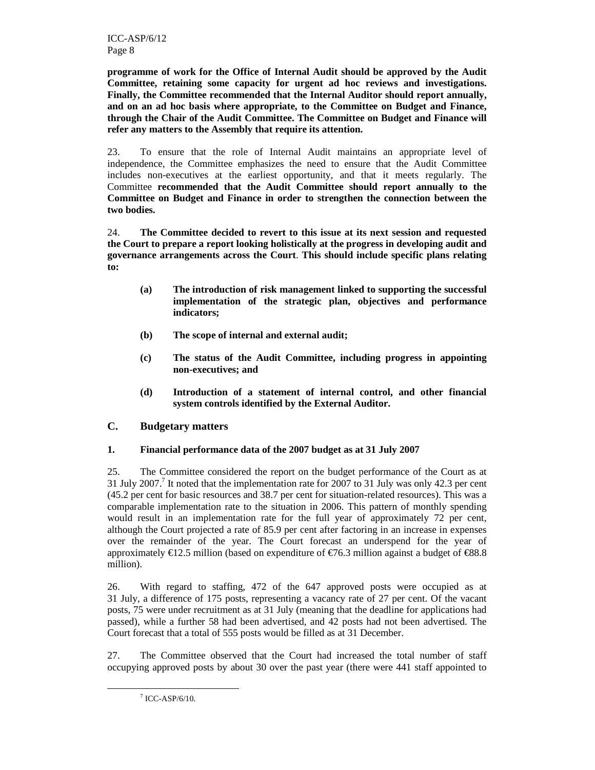**programme of work for the Office of Internal Audit should be approved by the Audit Committee, retaining some capacity for urgent ad hoc reviews and investigations. Finally, the Committee recommended that the Internal Auditor should report annually, and on an ad hoc basis where appropriate, to the Committee on Budget and Finance, through the Chair of the Audit Committee. The Committee on Budget and Finance will refer any matters to the Assembly that require its attention.**

23. To ensure that the role of Internal Audit maintains an appropriate level of independence, the Committee emphasizes the need to ensure that the Audit Committee includes non-executives at the earliest opportunity, and that it meets regularly. The Committee **recommended that the Audit Committee should report annually to the Committee on Budget and Finance in order to strengthen the connection between the two bodies.**

24. **The Committee decided to revert to this issue at its next session and requested the Court to prepare a report looking holistically at the progress in developing audit and governance arrangements across the Court**. **This should include specific plans relating to:**

- **(a) The introduction of risk management linked to supporting the successful implementation of the strategic plan, objectives and performance indicators;**
- **(b) The scope of internal and external audit;**
- **(c) The status of the Audit Committee, including progress in appointing non-executives; and**
- **(d) Introduction of a statement of internal control, and other financial system controls identified by the External Auditor.**

## C. Budgetary matters

### 1. Financial performance data of the 2007 budget as at 31 July 2007

25. The Committee considered the report on the budget performance of the Court as at 31 July 2007.[7] It noted that the implementation rate for 2007 to 31 July was only 42.3 per cent (45.2 per cent for basic resources and 38.7 per cent for situation-related resources). This was a comparable implementation rate to the situation in 2006. This pattern of monthly spending would result in an implementation rate for the full year of approximately 72 per cent, although the Court projected a rate of 85.9 per cent after factoring in an increase in expenses over the remainder of the year. The Court forecast an underspend for the year of approximately €12.5 million (based on expenditure of €76.3 million against a budget of €88.8 million).

26. With regard to staffing, 472 of the 647 approved posts were occupied as at 31 July, a difference of 175 posts, representing a vacancy rate of 27 per cent. Of the vacant posts, 75 were under recruitment as at 31 July (meaning that the deadline for applications had passed), while a further 58 had been advertised, and 42 posts had not been advertised. The Court forecast that a total of 555 posts would be filled as at 31 December.

27. The Committee observed that the Court had increased the total number of staff occupying approved posts by about 30 over the past year (there were 441 staff appointed to

[7] ICC-ASP/6/10.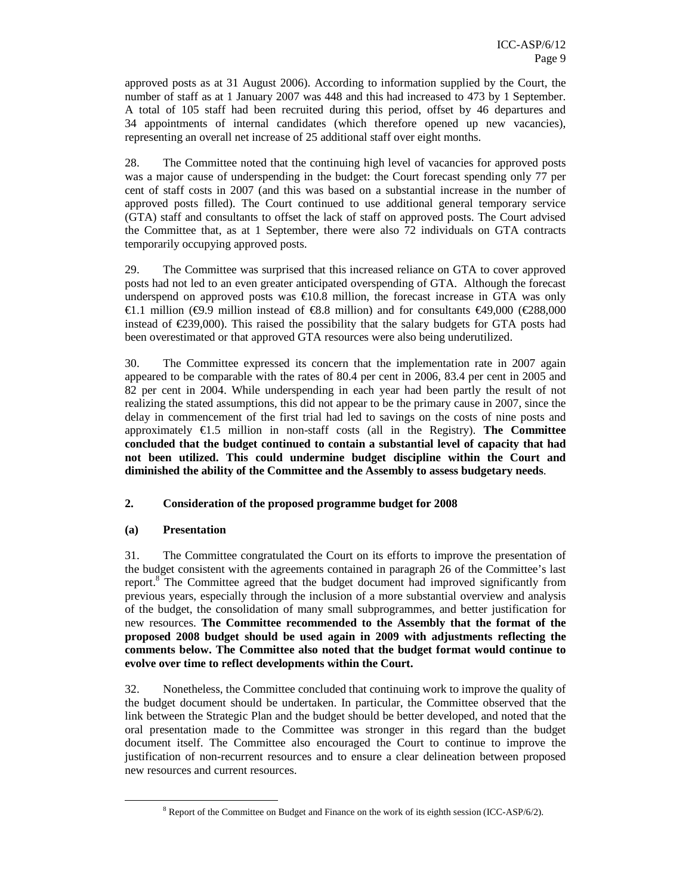approved posts as at 31 August 2006). According to information supplied by the Court, the number of staff as at 1 January 2007 was 448 and this had increased to 473 by 1 September. A total of 105 staff had been recruited during this period, offset by 46 departures and 34 appointments of internal candidates (which therefore opened up new vacancies), representing an overall net increase of 25 additional staff over eight months.

28. The Committee noted that the continuing high level of vacancies for approved posts was a major cause of underspending in the budget: the Court forecast spending only 77 per cent of staff costs in 2007 (and this was based on a substantial increase in the number of approved posts filled). The Court continued to use additional general temporary service (GTA) staff and consultants to offset the lack of staff on approved posts. The Court advised the Committee that, as at 1 September, there were also 72 individuals on GTA contracts temporarily occupying approved posts.

29. The Committee was surprised that this increased reliance on GTA to cover approved posts had not led to an even greater anticipated overspending of GTA. Although the forecast underspend on approved posts was €10.8 million, the forecast increase in GTA was only €1.1 million (€9.9 million instead of €8.8 million) and for consultants €49,000 (€288,000 instead of €239,000). This raised the possibility that the salary budgets for GTA posts had been overestimated or that approved GTA resources were also being underutilized.

30. The Committee expressed its concern that the implementation rate in 2007 again appeared to be comparable with the rates of 80.4 per cent in 2006, 83.4 per cent in 2005 and 82 per cent in 2004. While underspending in each year had been partly the result of not realizing the stated assumptions, this did not appear to be the primary cause in 2007, since the delay in commencement of the first trial had led to savings on the costs of nine posts and approximately €1.5 million in non-staff costs (all in the Registry). **The Committee concluded that the budget continued to contain a substantial level of capacity that had not been utilized. This could undermine budget discipline within the Court and diminished the ability of the Committee and the Assembly to assess budgetary needs**.

## 2. Consideration of the proposed programme budget for 2008

### (a) Presentation

31. The Committee congratulated the Court on its efforts to improve the presentation of the budget consistent with the agreements contained in paragraph 26 of the Committee's last report.[8] The Committee agreed that the budget document had improved significantly from previous years, especially through the inclusion of a more substantial overview and analysis of the budget, the consolidation of many small subprogrammes, and better justification for new resources. **The Committee recommended to the Assembly that the format of the proposed 2008 budget should be used again in 2009 with adjustments reflecting the comments below. The Committee also noted that the budget format would continue to evolve over time to reflect developments within the Court.**

32. Nonetheless, the Committee concluded that continuing work to improve the quality of the budget document should be undertaken. In particular, the Committee observed that the link between the Strategic Plan and the budget should be better developed, and noted that the oral presentation made to the Committee was stronger in this regard than the budget document itself. The Committee also encouraged the Court to continue to improve the justification of non-recurrent resources and to ensure a clear delineation between proposed new resources and current resources.

[8] Report of the Committee on Budget and Finance on the work of its eighth session (ICC-ASP/6/2).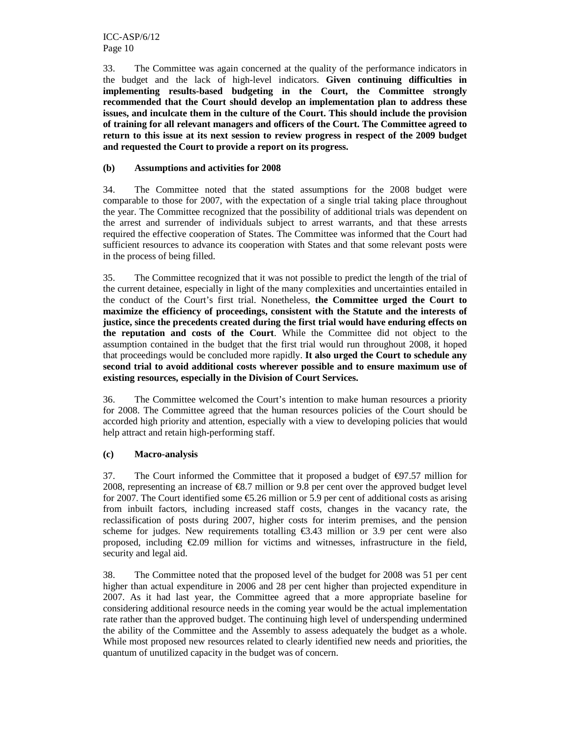33. The Committee was again concerned at the quality of the performance indicators in the budget and the lack of high-level indicators. **Given continuing difficulties in implementing results-based budgeting in the Court, the Committee strongly recommended that the Court should develop an implementation plan to address these issues, and inculcate them in the culture of the Court. This should include the provision of training for all relevant managers and officers of the Court. The Committee agreed to return to this issue at its next session to review progress in respect of the 2009 budget and requested the Court to provide a report on its progress.**

**(b) Assumptions and activities for 2008**

34. The Committee noted that the stated assumptions for the 2008 budget were comparable to those for 2007, with the expectation of a single trial taking place throughout the year. The Committee recognized that the possibility of additional trials was dependent on the arrest and surrender of individuals subject to arrest warrants, and that these arrests required the effective cooperation of States. The Committee was informed that the Court had sufficient resources to advance its cooperation with States and that some relevant posts were in the process of being filled.

35. The Committee recognized that it was not possible to predict the length of the trial of the current detainee, especially in light of the many complexities and uncertainties entailed in the conduct of the Court's first trial. Nonetheless, **the Committee urged the Court to maximize the efficiency of proceedings, consistent with the Statute and the interests of justice, since the precedents created during the first trial would have enduring effects on the reputation and costs of the Court**. While the Committee did not object to the assumption contained in the budget that the first trial would run throughout 2008, it hoped that proceedings would be concluded more rapidly. **It also urged the Court to schedule any second trial to avoid additional costs wherever possible and to ensure maximum use of existing resources, especially in the Division of Court Services.**

36. The Committee welcomed the Court's intention to make human resources a priority for 2008. The Committee agreed that the human resources policies of the Court should be accorded high priority and attention, especially with a view to developing policies that would help attract and retain high-performing staff.

**(c) Macro-analysis**

37. The Court informed the Committee that it proposed a budget of €97.57 million for 2008, representing an increase of €8.7 million or 9.8 per cent over the approved budget level for 2007. The Court identified some €5.26 million or 5.9 per cent of additional costs as arising from inbuilt factors, including increased staff costs, changes in the vacancy rate, the reclassification of posts during 2007, higher costs for interim premises, and the pension scheme for judges. New requirements totalling €3.43 million or 3.9 per cent were also proposed, including €2.09 million for victims and witnesses, infrastructure in the field, security and legal aid.

38. The Committee noted that the proposed level of the budget for 2008 was 51 per cent higher than actual expenditure in 2006 and 28 per cent higher than projected expenditure in 2007. As it had last year, the Committee agreed that a more appropriate baseline for considering additional resource needs in the coming year would be the actual implementation rate rather than the approved budget. The continuing high level of underspending undermined the ability of the Committee and the Assembly to assess adequately the budget as a whole. While most proposed new resources related to clearly identified new needs and priorities, the quantum of unutilized capacity in the budget was of concern.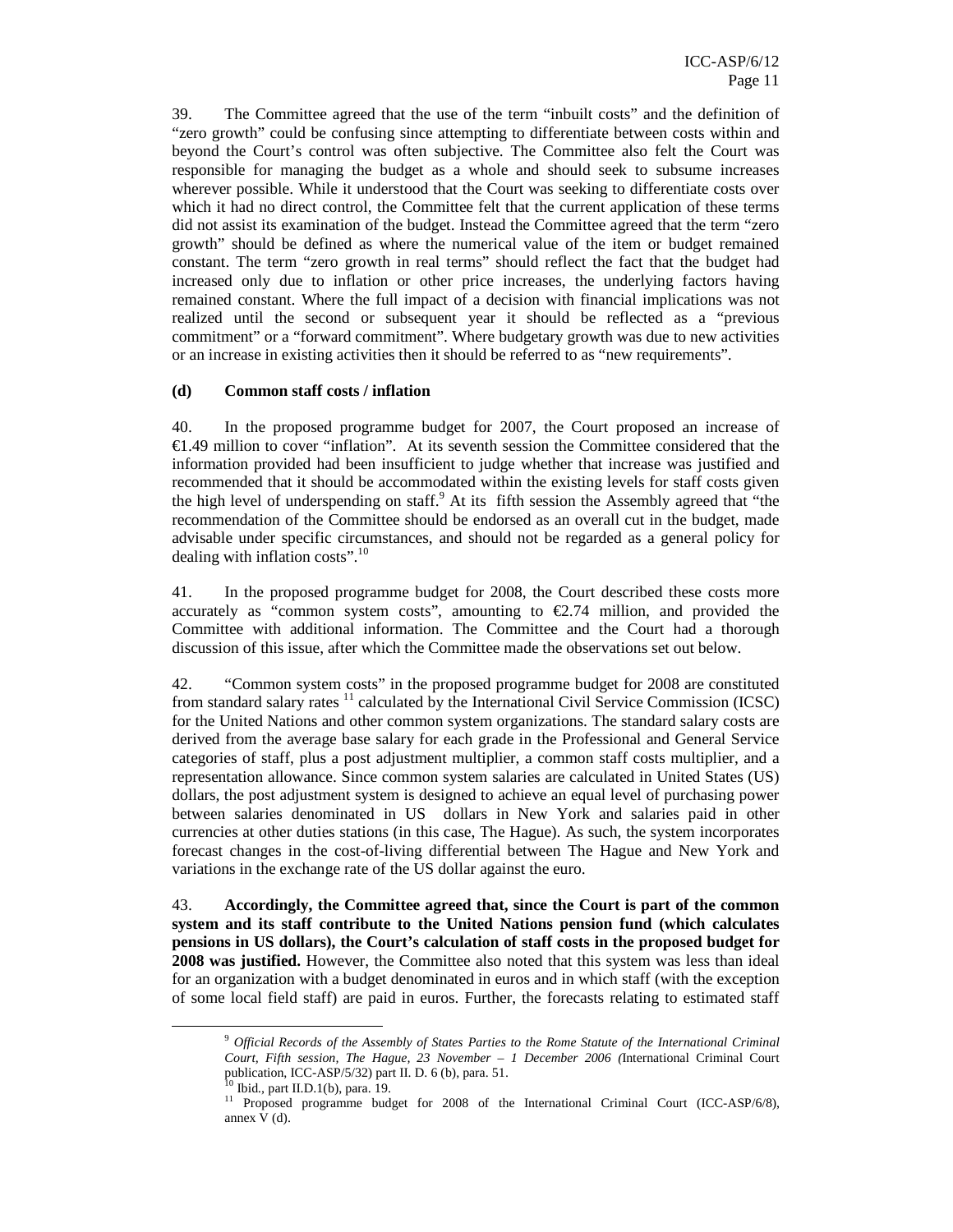39. The Committee agreed that the use of the term "inbuilt costs" and the definition of "zero growth" could be confusing since attempting to differentiate between costs within and beyond the Court's control was often subjective. The Committee also felt the Court was responsible for managing the budget as a whole and should seek to subsume increases wherever possible. While it understood that the Court was seeking to differentiate costs over which it had no direct control, the Committee felt that the current application of these terms did not assist its examination of the budget. Instead the Committee agreed that the term "zero growth" should be defined as where the numerical value of the item or budget remained constant. The term "zero growth in real terms" should reflect the fact that the budget had increased only due to inflation or other price increases, the underlying factors having remained constant. Where the full impact of a decision with financial implications was not realized until the second or subsequent year it should be reflected as a "previous commitment" or a "forward commitment". Where budgetary growth was due to new activities or an increase in existing activities then it should be referred to as "new requirements".

**(d) Common staff costs / inflation**

40. In the proposed programme budget for 2007, the Court proposed an increase of €1.49 million to cover "inflation". At its seventh session the Committee considered that the information provided had been insufficient to judge whether that increase was justified and recommended that it should be accommodated within the existing levels for staff costs given the high level of underspending on staff.[9] At its fifth session the Assembly agreed that "the recommendation of the Committee should be endorsed as an overall cut in the budget, made advisable under specific circumstances, and should not be regarded as a general policy for dealing with inflation costs".[10]

41. In the proposed programme budget for 2008, the Court described these costs more accurately as "common system costs", amounting to €2.74 million, and provided the Committee with additional information. The Committee and the Court had a thorough discussion of this issue, after which the Committee made the observations set out below.

42. "Common system costs" in the proposed programme budget for 2008 are constituted from standard salary rates [11] calculated by the International Civil Service Commission (ICSC) for the United Nations and other common system organizations. The standard salary costs are derived from the average base salary for each grade in the Professional and General Service categories of staff, plus a post adjustment multiplier, a common staff costs multiplier, and a representation allowance. Since common system salaries are calculated in United States (US) dollars, the post adjustment system is designed to achieve an equal level of purchasing power between salaries denominated in US dollars in New York and salaries paid in other currencies at other duties stations (in this case, The Hague). As such, the system incorporates forecast changes in the cost-of-living differential between The Hague and New York and variations in the exchange rate of the US dollar against the euro.

43. **Accordingly, the Committee agreed that, since the Court is part of the common system and its staff contribute to the United Nations pension fund (which calculates pensions in US dollars), the Court's calculation of staff costs in the proposed budget for 2008 was justified.** However, the Committee also noted that this system was less than ideal for an organization with a budget denominated in euros and in which staff (with the exception of some local field staff) are paid in euros. Further, the forecasts relating to estimated staff

---

[9] *Official Records of the Assembly of States Parties to the Rome Statute of the International Criminal Court, Fifth session, The Hague, 23 November – 1 December 2006 (*International Criminal Court publication, ICC-ASP/5/32) part II. D. 6 (b), para. 51.

[10] Ibid., part II.D.1(b), para. 19.

[11] Proposed programme budget for 2008 of the International Criminal Court (ICC-ASP/6/8), annex V (d).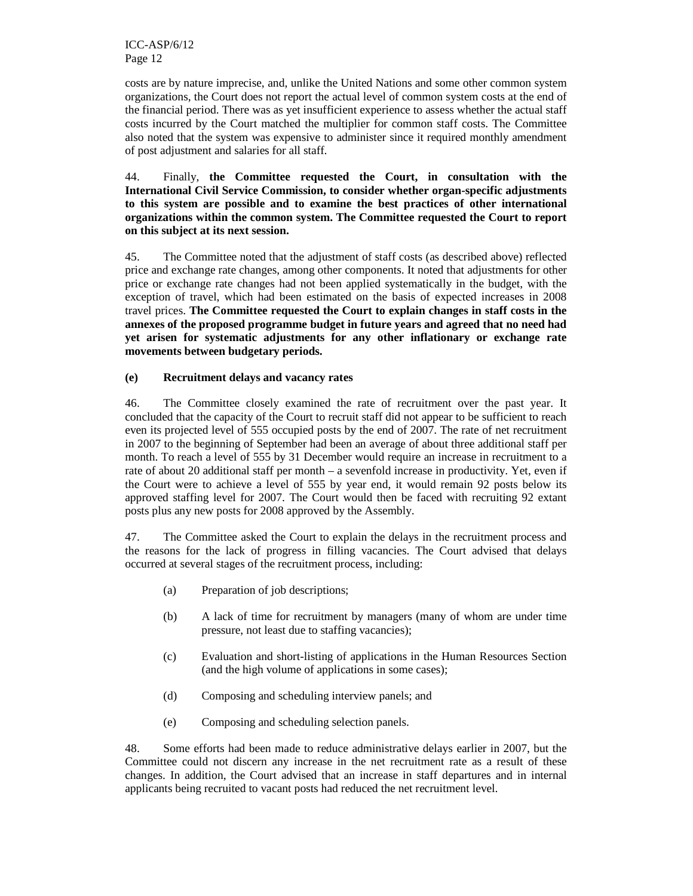costs are by nature imprecise, and, unlike the United Nations and some other common system organizations, the Court does not report the actual level of common system costs at the end of the financial period. There was as yet insufficient experience to assess whether the actual staff costs incurred by the Court matched the multiplier for common staff costs. The Committee also noted that the system was expensive to administer since it required monthly amendment of post adjustment and salaries for all staff.

44. Finally, **the Committee requested the Court, in consultation with the International Civil Service Commission, to consider whether organ-specific adjustments to this system are possible and to examine the best practices of other international organizations within the common system. The Committee requested the Court to report on this subject at its next session.**

45. The Committee noted that the adjustment of staff costs (as described above) reflected price and exchange rate changes, among other components. It noted that adjustments for other price or exchange rate changes had not been applied systematically in the budget, with the exception of travel, which had been estimated on the basis of expected increases in 2008 travel prices. **The Committee requested the Court to explain changes in staff costs in the annexes of the proposed programme budget in future years and agreed that no need had yet arisen for systematic adjustments for any other inflationary or exchange rate movements between budgetary periods.**

### (e) Recruitment delays and vacancy rates

46. The Committee closely examined the rate of recruitment over the past year. It concluded that the capacity of the Court to recruit staff did not appear to be sufficient to reach even its projected level of 555 occupied posts by the end of 2007. The rate of net recruitment in 2007 to the beginning of September had been an average of about three additional staff per month. To reach a level of 555 by 31 December would require an increase in recruitment to a rate of about 20 additional staff per month – a sevenfold increase in productivity. Yet, even if the Court were to achieve a level of 555 by year end, it would remain 92 posts below its approved staffing level for 2007. The Court would then be faced with recruiting 92 extant posts plus any new posts for 2008 approved by the Assembly.

47. The Committee asked the Court to explain the delays in the recruitment process and the reasons for the lack of progress in filling vacancies. The Court advised that delays occurred at several stages of the recruitment process, including:

(a) Preparation of job descriptions;

(b) A lack of time for recruitment by managers (many of whom are under time pressure, not least due to staffing vacancies);

(c) Evaluation and short-listing of applications in the Human Resources Section (and the high volume of applications in some cases);

(d) Composing and scheduling interview panels; and

(e) Composing and scheduling selection panels.

48. Some efforts had been made to reduce administrative delays earlier in 2007, but the Committee could not discern any increase in the net recruitment rate as a result of these changes. In addition, the Court advised that an increase in staff departures and in internal applicants being recruited to vacant posts had reduced the net recruitment level.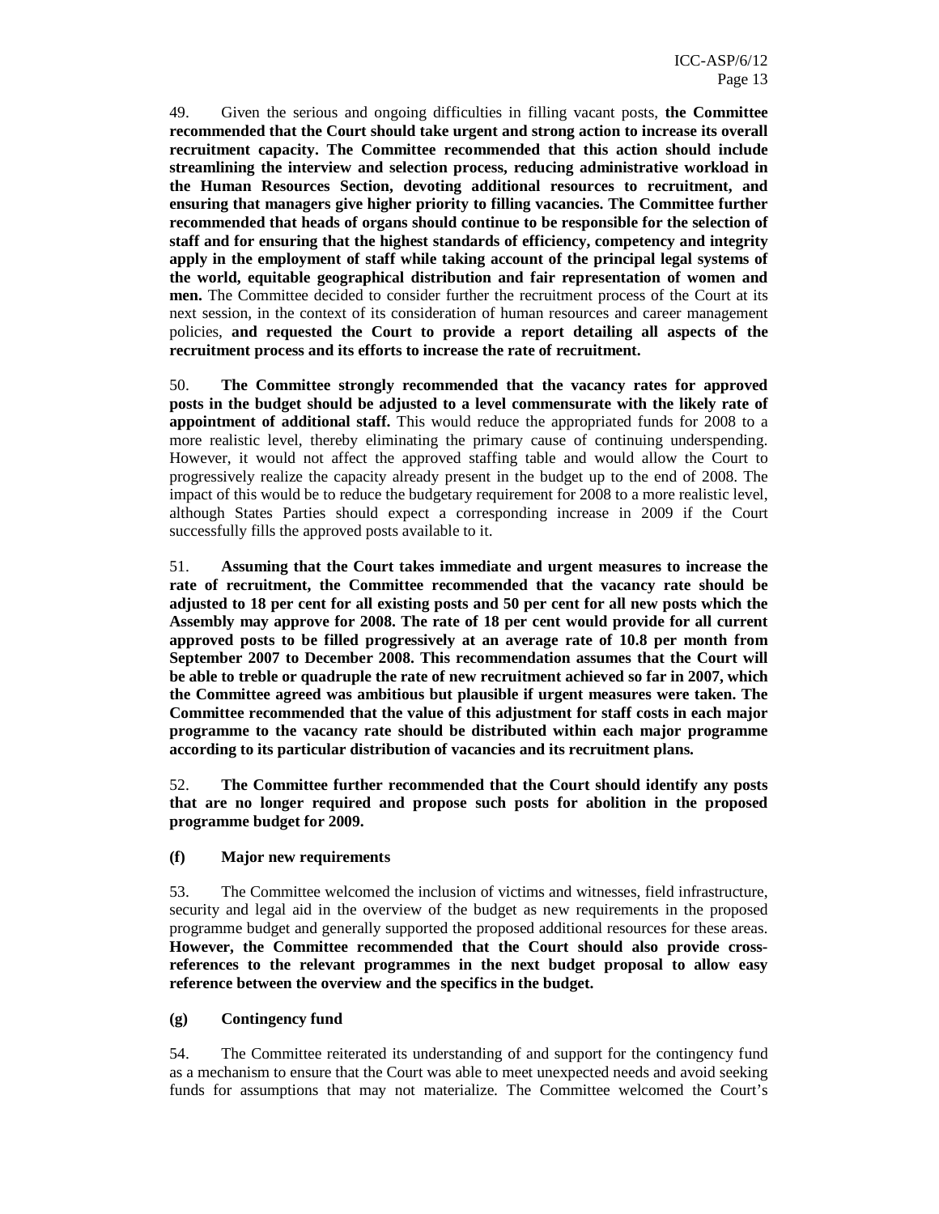49. Given the serious and ongoing difficulties in filling vacant posts, **the Committee recommended that the Court should take urgent and strong action to increase its overall recruitment capacity. The Committee recommended that this action should include streamlining the interview and selection process, reducing administrative workload in the Human Resources Section, devoting additional resources to recruitment, and ensuring that managers give higher priority to filling vacancies. The Committee further recommended that heads of organs should continue to be responsible for the selection of staff and for ensuring that the highest standards of efficiency, competency and integrity apply in the employment of staff while taking account of the principal legal systems of the world, equitable geographical distribution and fair representation of women and men.** The Committee decided to consider further the recruitment process of the Court at its next session, in the context of its consideration of human resources and career management policies, **and requested the Court to provide a report detailing all aspects of the recruitment process and its efforts to increase the rate of recruitment.**

50. **The Committee strongly recommended that the vacancy rates for approved posts in the budget should be adjusted to a level commensurate with the likely rate of appointment of additional staff.** This would reduce the appropriated funds for 2008 to a more realistic level, thereby eliminating the primary cause of continuing underspending. However, it would not affect the approved staffing table and would allow the Court to progressively realize the capacity already present in the budget up to the end of 2008. The impact of this would be to reduce the budgetary requirement for 2008 to a more realistic level, although States Parties should expect a corresponding increase in 2009 if the Court successfully fills the approved posts available to it.

51. **Assuming that the Court takes immediate and urgent measures to increase the rate of recruitment, the Committee recommended that the vacancy rate should be adjusted to 18 per cent for all existing posts and 50 per cent for all new posts which the Assembly may approve for 2008. The rate of 18 per cent would provide for all current approved posts to be filled progressively at an average rate of 10.8 per month from September 2007 to December 2008. This recommendation assumes that the Court will be able to treble or quadruple the rate of new recruitment achieved so far in 2007, which the Committee agreed was ambitious but plausible if urgent measures were taken. The Committee recommended that the value of this adjustment for staff costs in each major programme to the vacancy rate should be distributed within each major programme according to its particular distribution of vacancies and its recruitment plans.**

52. **The Committee further recommended that the Court should identify any posts that are no longer required and propose such posts for abolition in the proposed programme budget for 2009.**

### (f) Major new requirements

53. The Committee welcomed the inclusion of victims and witnesses, field infrastructure, security and legal aid in the overview of the budget as new requirements in the proposed programme budget and generally supported the proposed additional resources for these areas. **However, the Committee recommended that the Court should also provide cross-references to the relevant programmes in the next budget proposal to allow easy reference between the overview and the specifics in the budget.**

### (g) Contingency fund

54. The Committee reiterated its understanding of and support for the contingency fund as a mechanism to ensure that the Court was able to meet unexpected needs and avoid seeking funds for assumptions that may not materialize. The Committee welcomed the Court's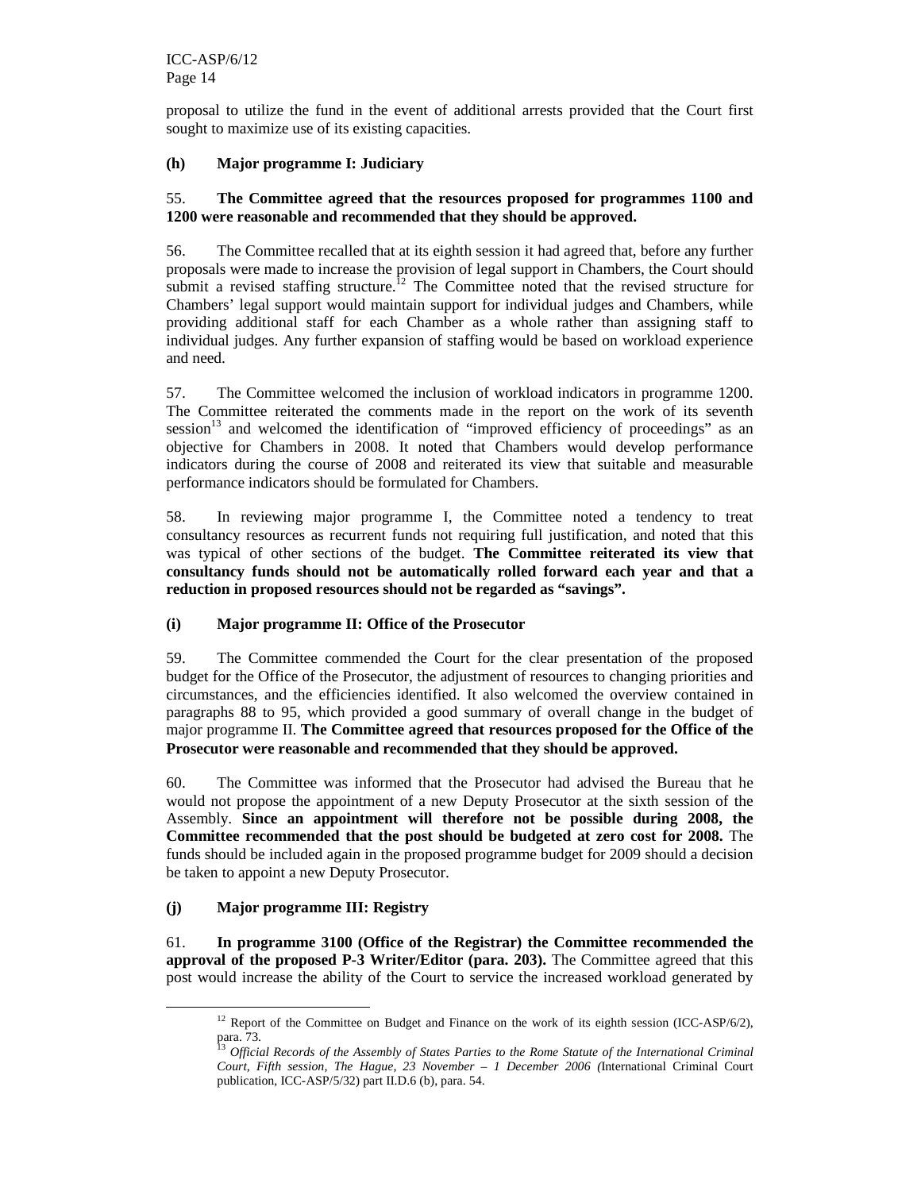proposal to utilize the fund in the event of additional arrests provided that the Court first sought to maximize use of its existing capacities.

### (h) Major programme I: Judiciary

55. **The Committee agreed that the resources proposed for programmes 1100 and 1200 were reasonable and recommended that they should be approved.**

56. The Committee recalled that at its eighth session it had agreed that, before any further proposals were made to increase the provision of legal support in Chambers, the Court should submit a revised staffing structure.[12] The Committee noted that the revised structure for Chambers' legal support would maintain support for individual judges and Chambers, while providing additional staff for each Chamber as a whole rather than assigning staff to individual judges. Any further expansion of staffing would be based on workload experience and need.

57. The Committee welcomed the inclusion of workload indicators in programme 1200. The Committee reiterated the comments made in the report on the work of its seventh session[13] and welcomed the identification of "improved efficiency of proceedings" as an objective for Chambers in 2008. It noted that Chambers would develop performance indicators during the course of 2008 and reiterated its view that suitable and measurable performance indicators should be formulated for Chambers.

58. In reviewing major programme I, the Committee noted a tendency to treat consultancy resources as recurrent funds not requiring full justification, and noted that this was typical of other sections of the budget. **The Committee reiterated its view that consultancy funds should not be automatically rolled forward each year and that a reduction in proposed resources should not be regarded as "savings".**

### (i) Major programme II: Office of the Prosecutor

59. The Committee commended the Court for the clear presentation of the proposed budget for the Office of the Prosecutor, the adjustment of resources to changing priorities and circumstances, and the efficiencies identified. It also welcomed the overview contained in paragraphs 88 to 95, which provided a good summary of overall change in the budget of major programme II. **The Committee agreed that resources proposed for the Office of the Prosecutor were reasonable and recommended that they should be approved.**

60. The Committee was informed that the Prosecutor had advised the Bureau that he would not propose the appointment of a new Deputy Prosecutor at the sixth session of the Assembly. **Since an appointment will therefore not be possible during 2008, the Committee recommended that the post should be budgeted at zero cost for 2008.** The funds should be included again in the proposed programme budget for 2009 should a decision be taken to appoint a new Deputy Prosecutor.

### (j) Major programme III: Registry

61. **In programme 3100 (Office of the Registrar) the Committee recommended the approval of the proposed P-3 Writer/Editor (para. 203).** The Committee agreed that this post would increase the ability of the Court to service the increased workload generated by

---

[12] Report of the Committee on Budget and Finance on the work of its eighth session (ICC-ASP/6/2), para. 73.

[13] *Official Records of the Assembly of States Parties to the Rome Statute of the International Criminal Court, Fifth session, The Hague, 23 November – 1 December 2006* (International Criminal Court publication, ICC-ASP/5/32) part II.D.6 (b), para. 54.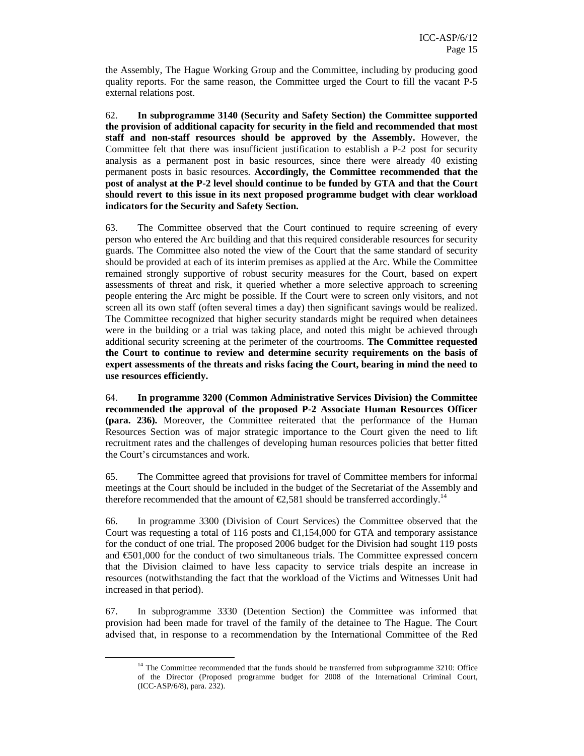the Assembly, The Hague Working Group and the Committee, including by producing good quality reports. For the same reason, the Committee urged the Court to fill the vacant P-5 external relations post.

62. **In subprogramme 3140 (Security and Safety Section) the Committee supported the provision of additional capacity for security in the field and recommended that most staff and non-staff resources should be approved by the Assembly.** However, the Committee felt that there was insufficient justification to establish a P-2 post for security analysis as a permanent post in basic resources, since there were already 40 existing permanent posts in basic resources. **Accordingly, the Committee recommended that the post of analyst at the P-2 level should continue to be funded by GTA and that the Court should revert to this issue in its next proposed programme budget with clear workload indicators for the Security and Safety Section.**

63. The Committee observed that the Court continued to require screening of every person who entered the Arc building and that this required considerable resources for security guards. The Committee also noted the view of the Court that the same standard of security should be provided at each of its interim premises as applied at the Arc. While the Committee remained strongly supportive of robust security measures for the Court, based on expert assessments of threat and risk, it queried whether a more selective approach to screening people entering the Arc might be possible. If the Court were to screen only visitors, and not screen all its own staff (often several times a day) then significant savings would be realized. The Committee recognized that higher security standards might be required when detainees were in the building or a trial was taking place, and noted this might be achieved through additional security screening at the perimeter of the courtrooms. **The Committee requested the Court to continue to review and determine security requirements on the basis of expert assessments of the threats and risks facing the Court, bearing in mind the need to use resources efficiently.**

64. **In programme 3200 (Common Administrative Services Division) the Committee recommended the approval of the proposed P-2 Associate Human Resources Officer (para. 236).** Moreover, the Committee reiterated that the performance of the Human Resources Section was of major strategic importance to the Court given the need to lift recruitment rates and the challenges of developing human resources policies that better fitted the Court's circumstances and work.

65. The Committee agreed that provisions for travel of Committee members for informal meetings at the Court should be included in the budget of the Secretariat of the Assembly and therefore recommended that the amount of €2,581 should be transferred accordingly.[14]

66. In programme 3300 (Division of Court Services) the Committee observed that the Court was requesting a total of 116 posts and €1,154,000 for GTA and temporary assistance for the conduct of one trial. The proposed 2006 budget for the Division had sought 119 posts and €501,000 for the conduct of two simultaneous trials. The Committee expressed concern that the Division claimed to have less capacity to service trials despite an increase in resources (notwithstanding the fact that the workload of the Victims and Witnesses Unit had increased in that period).

67. In subprogramme 3330 (Detention Section) the Committee was informed that provision had been made for travel of the family of the detainee to The Hague. The Court advised that, in response to a recommendation by the International Committee of the Red

[14] The Committee recommended that the funds should be transferred from subprogramme 3210: Office of the Director (Proposed programme budget for 2008 of the International Criminal Court, (ICC-ASP/6/8), para. 232).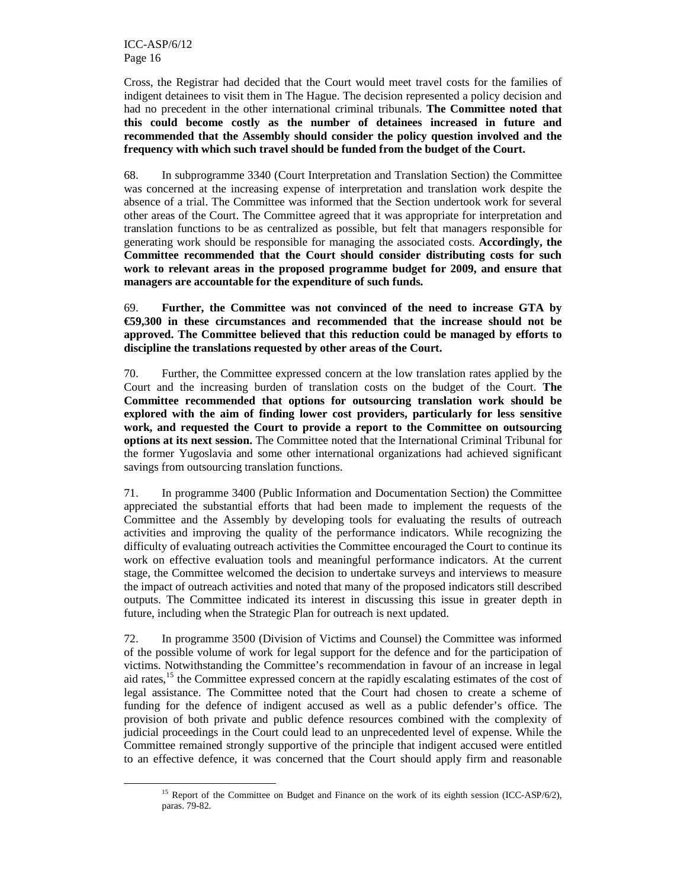Cross, the Registrar had decided that the Court would meet travel costs for the families of indigent detainees to visit them in The Hague. The decision represented a policy decision and had no precedent in the other international criminal tribunals. **The Committee noted that this could become costly as the number of detainees increased in future and recommended that the Assembly should consider the policy question involved and the frequency with which such travel should be funded from the budget of the Court.**

68. In subprogramme 3340 (Court Interpretation and Translation Section) the Committee was concerned at the increasing expense of interpretation and translation work despite the absence of a trial. The Committee was informed that the Section undertook work for several other areas of the Court. The Committee agreed that it was appropriate for interpretation and translation functions to be as centralized as possible, but felt that managers responsible for generating work should be responsible for managing the associated costs. **Accordingly, the Committee recommended that the Court should consider distributing costs for such work to relevant areas in the proposed programme budget for 2009, and ensure that managers are accountable for the expenditure of such funds.**

69. **Further, the Committee was not convinced of the need to increase GTA by €59,300 in these circumstances and recommended that the increase should not be approved. The Committee believed that this reduction could be managed by efforts to discipline the translations requested by other areas of the Court.**

70. Further, the Committee expressed concern at the low translation rates applied by the Court and the increasing burden of translation costs on the budget of the Court. **The Committee recommended that options for outsourcing translation work should be explored with the aim of finding lower cost providers, particularly for less sensitive work, and requested the Court to provide a report to the Committee on outsourcing options at its next session.** The Committee noted that the International Criminal Tribunal for the former Yugoslavia and some other international organizations had achieved significant savings from outsourcing translation functions.

71. In programme 3400 (Public Information and Documentation Section) the Committee appreciated the substantial efforts that had been made to implement the requests of the Committee and the Assembly by developing tools for evaluating the results of outreach activities and improving the quality of the performance indicators. While recognizing the difficulty of evaluating outreach activities the Committee encouraged the Court to continue its work on effective evaluation tools and meaningful performance indicators. At the current stage, the Committee welcomed the decision to undertake surveys and interviews to measure the impact of outreach activities and noted that many of the proposed indicators still described outputs. The Committee indicated its interest in discussing this issue in greater depth in future, including when the Strategic Plan for outreach is next updated.

72. In programme 3500 (Division of Victims and Counsel) the Committee was informed of the possible volume of work for legal support for the defence and for the participation of victims. Notwithstanding the Committee's recommendation in favour of an increase in legal aid rates,[15] the Committee expressed concern at the rapidly escalating estimates of the cost of legal assistance. The Committee noted that the Court had chosen to create a scheme of funding for the defence of indigent accused as well as a public defender's office. The provision of both private and public defence resources combined with the complexity of judicial proceedings in the Court could lead to an unprecedented level of expense. While the Committee remained strongly supportive of the principle that indigent accused were entitled to an effective defence, it was concerned that the Court should apply firm and reasonable

[15] Report of the Committee on Budget and Finance on the work of its eighth session (ICC-ASP/6/2), paras. 79-82.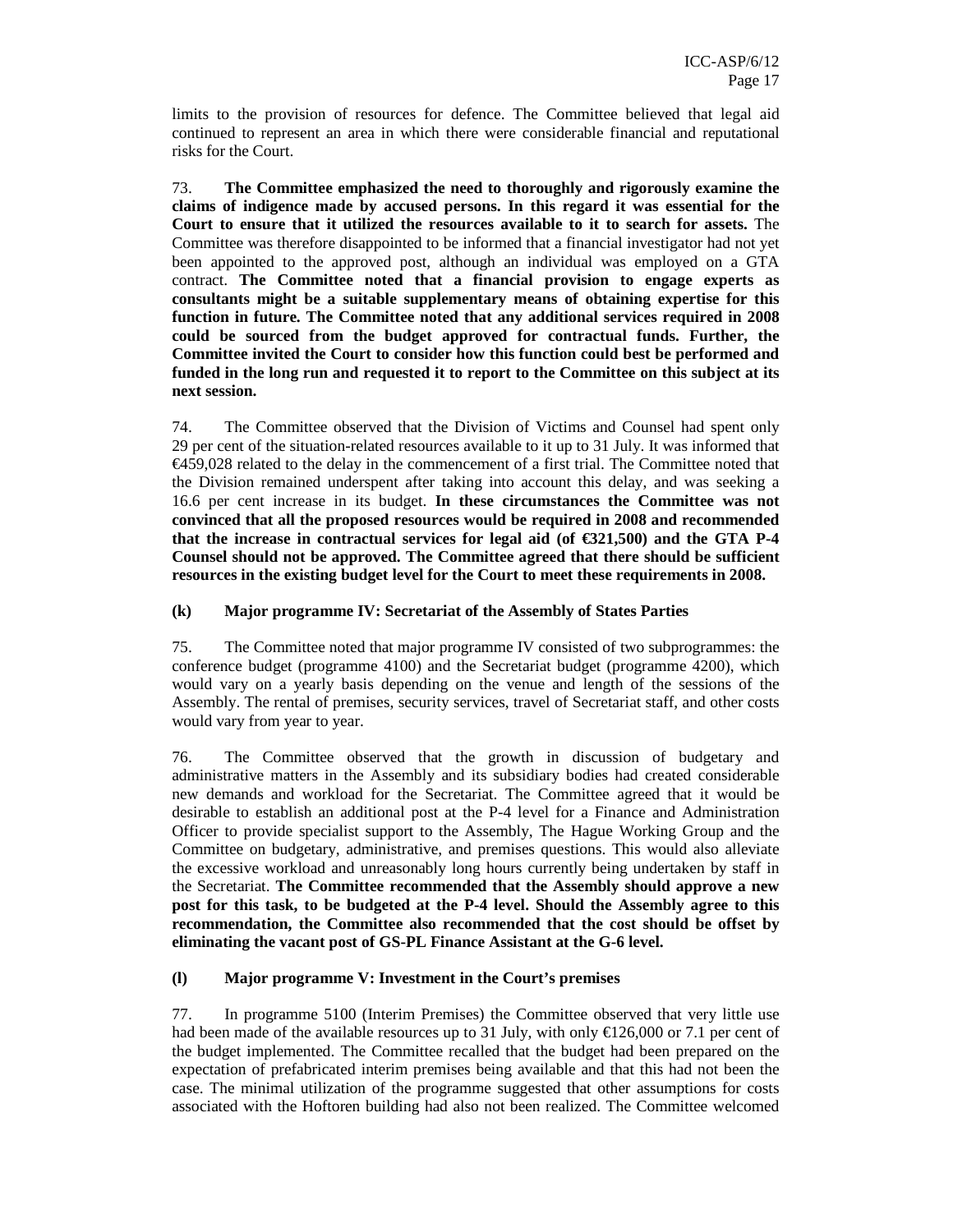limits to the provision of resources for defence. The Committee believed that legal aid continued to represent an area in which there were considerable financial and reputational risks for the Court.

73. **The Committee emphasized the need to thoroughly and rigorously examine the claims of indigence made by accused persons. In this regard it was essential for the Court to ensure that it utilized the resources available to it to search for assets.** The Committee was therefore disappointed to be informed that a financial investigator had not yet been appointed to the approved post, although an individual was employed on a GTA contract. **The Committee noted that a financial provision to engage experts as consultants might be a suitable supplementary means of obtaining expertise for this function in future. The Committee noted that any additional services required in 2008 could be sourced from the budget approved for contractual funds. Further, the Committee invited the Court to consider how this function could best be performed and funded in the long run and requested it to report to the Committee on this subject at its next session.**

74. The Committee observed that the Division of Victims and Counsel had spent only 29 per cent of the situation-related resources available to it up to 31 July. It was informed that €459,028 related to the delay in the commencement of a first trial. The Committee noted that the Division remained underspent after taking into account this delay, and was seeking a 16.6 per cent increase in its budget. **In these circumstances the Committee was not convinced that all the proposed resources would be required in 2008 and recommended that the increase in contractual services for legal aid (of €321,500) and the GTA P-4 Counsel should not be approved. The Committee agreed that there should be sufficient resources in the existing budget level for the Court to meet these requirements in 2008.**

### (k) Major programme IV: Secretariat of the Assembly of States Parties

75. The Committee noted that major programme IV consisted of two subprogrammes: the conference budget (programme 4100) and the Secretariat budget (programme 4200), which would vary on a yearly basis depending on the venue and length of the sessions of the Assembly. The rental of premises, security services, travel of Secretariat staff, and other costs would vary from year to year.

76. The Committee observed that the growth in discussion of budgetary and administrative matters in the Assembly and its subsidiary bodies had created considerable new demands and workload for the Secretariat. The Committee agreed that it would be desirable to establish an additional post at the P-4 level for a Finance and Administration Officer to provide specialist support to the Assembly, The Hague Working Group and the Committee on budgetary, administrative, and premises questions. This would also alleviate the excessive workload and unreasonably long hours currently being undertaken by staff in the Secretariat. **The Committee recommended that the Assembly should approve a new post for this task, to be budgeted at the P-4 level. Should the Assembly agree to this recommendation, the Committee also recommended that the cost should be offset by eliminating the vacant post of GS-PL Finance Assistant at the G-6 level.**

### (l) Major programme V: Investment in the Court's premises

77. In programme 5100 (Interim Premises) the Committee observed that very little use had been made of the available resources up to 31 July, with only €126,000 or 7.1 per cent of the budget implemented. The Committee recalled that the budget had been prepared on the expectation of prefabricated interim premises being available and that this had not been the case. The minimal utilization of the programme suggested that other assumptions for costs associated with the Hoftoren building had also not been realized. The Committee welcomed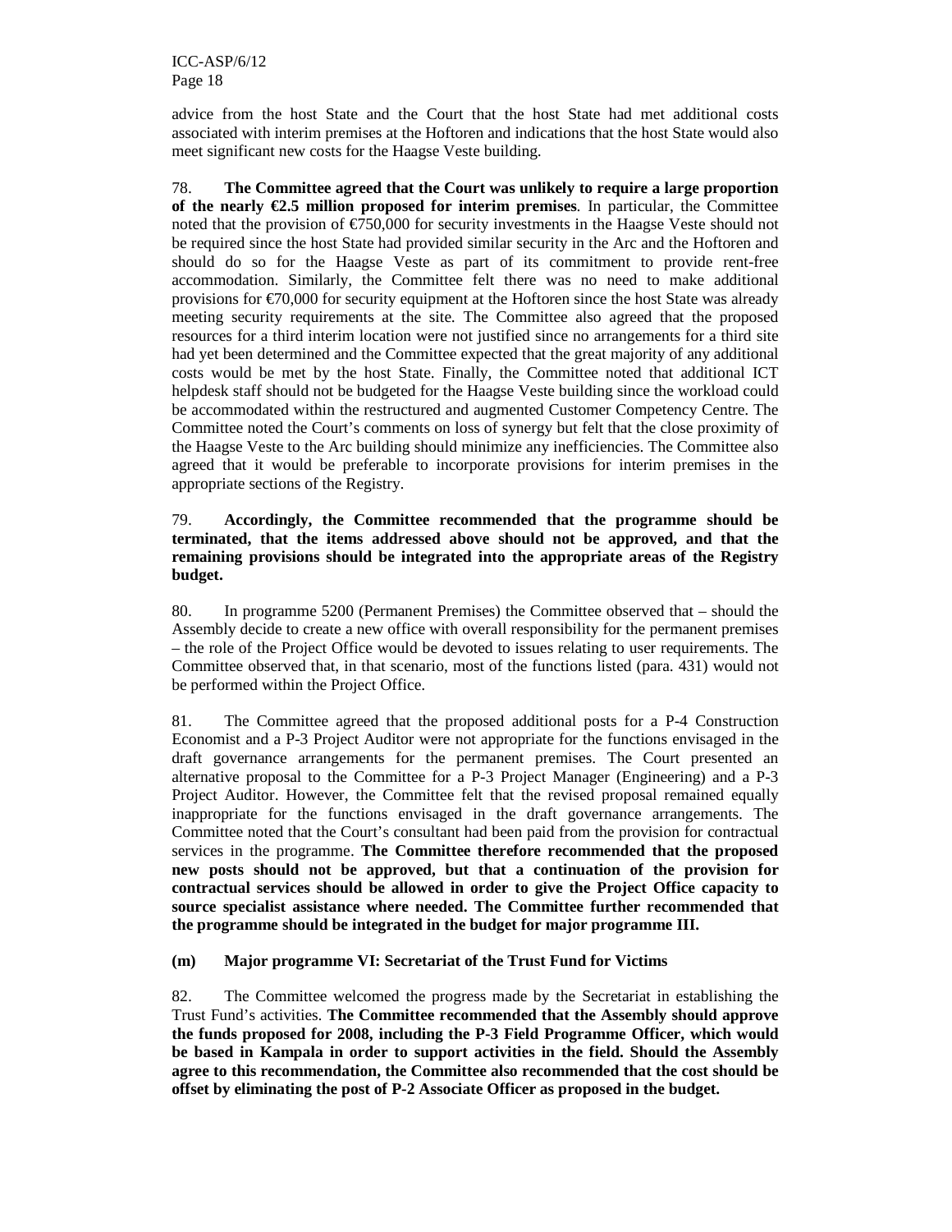advice from the host State and the Court that the host State had met additional costs associated with interim premises at the Hoftoren and indications that the host State would also meet significant new costs for the Haagse Veste building.

78. **The Committee agreed that the Court was unlikely to require a large proportion of the nearly €2.5 million proposed for interim premises**. In particular, the Committee noted that the provision of €750,000 for security investments in the Haagse Veste should not be required since the host State had provided similar security in the Arc and the Hoftoren and should do so for the Haagse Veste as part of its commitment to provide rent-free accommodation. Similarly, the Committee felt there was no need to make additional provisions for €70,000 for security equipment at the Hoftoren since the host State was already meeting security requirements at the site. The Committee also agreed that the proposed resources for a third interim location were not justified since no arrangements for a third site had yet been determined and the Committee expected that the great majority of any additional costs would be met by the host State. Finally, the Committee noted that additional ICT helpdesk staff should not be budgeted for the Haagse Veste building since the workload could be accommodated within the restructured and augmented Customer Competency Centre. The Committee noted the Court's comments on loss of synergy but felt that the close proximity of the Haagse Veste to the Arc building should minimize any inefficiencies. The Committee also agreed that it would be preferable to incorporate provisions for interim premises in the appropriate sections of the Registry.

79. **Accordingly, the Committee recommended that the programme should be terminated, that the items addressed above should not be approved, and that the remaining provisions should be integrated into the appropriate areas of the Registry budget.**

80. In programme 5200 (Permanent Premises) the Committee observed that – should the Assembly decide to create a new office with overall responsibility for the permanent premises – the role of the Project Office would be devoted to issues relating to user requirements. The Committee observed that, in that scenario, most of the functions listed (para. 431) would not be performed within the Project Office.

81. The Committee agreed that the proposed additional posts for a P-4 Construction Economist and a P-3 Project Auditor were not appropriate for the functions envisaged in the draft governance arrangements for the permanent premises. The Court presented an alternative proposal to the Committee for a P-3 Project Manager (Engineering) and a P-3 Project Auditor. However, the Committee felt that the revised proposal remained equally inappropriate for the functions envisaged in the draft governance arrangements. The Committee noted that the Court's consultant had been paid from the provision for contractual services in the programme. **The Committee therefore recommended that the proposed new posts should not be approved, but that a continuation of the provision for contractual services should be allowed in order to give the Project Office capacity to source specialist assistance where needed. The Committee further recommended that the programme should be integrated in the budget for major programme III.**

**(m) Major programme VI: Secretariat of the Trust Fund for Victims**

82. The Committee welcomed the progress made by the Secretariat in establishing the Trust Fund's activities. **The Committee recommended that the Assembly should approve the funds proposed for 2008, including the P-3 Field Programme Officer, which would be based in Kampala in order to support activities in the field. Should the Assembly agree to this recommendation, the Committee also recommended that the cost should be offset by eliminating the post of P-2 Associate Officer as proposed in the budget.**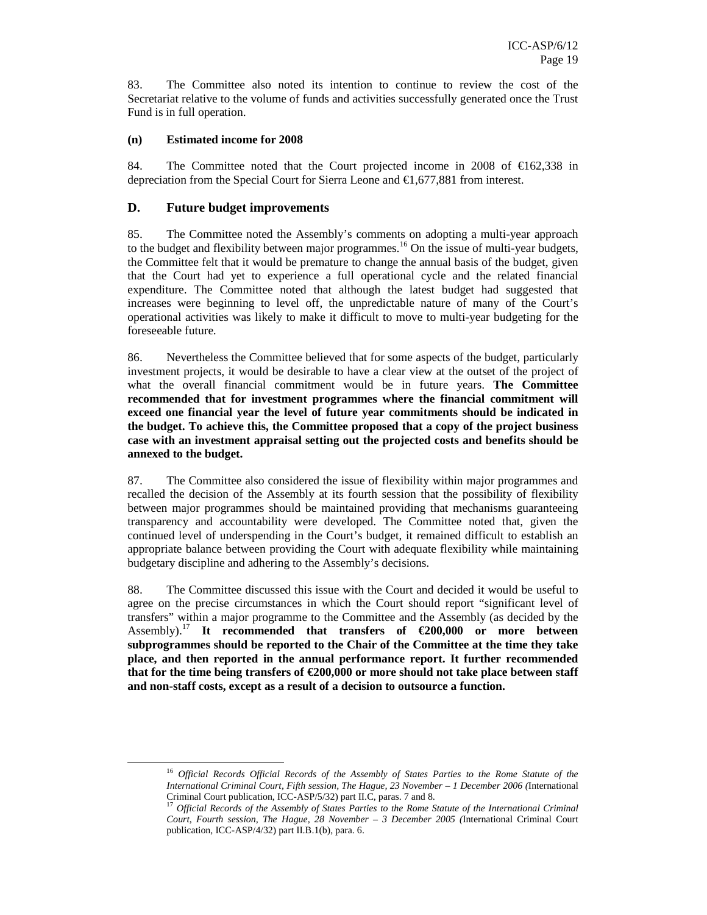83. The Committee also noted its intention to continue to review the cost of the Secretariat relative to the volume of funds and activities successfully generated once the Trust Fund is in full operation.

**(n) Estimated income for 2008**

84. The Committee noted that the Court projected income in 2008 of €162,338 in depreciation from the Special Court for Sierra Leone and €1,677,881 from interest.

## D. Future budget improvements

85. The Committee noted the Assembly's comments on adopting a multi-year approach to the budget and flexibility between major programmes.[16] On the issue of multi-year budgets, the Committee felt that it would be premature to change the annual basis of the budget, given that the Court had yet to experience a full operational cycle and the related financial expenditure. The Committee noted that although the latest budget had suggested that increases were beginning to level off, the unpredictable nature of many of the Court's operational activities was likely to make it difficult to move to multi-year budgeting for the foreseeable future.

86. Nevertheless the Committee believed that for some aspects of the budget, particularly investment projects, it would be desirable to have a clear view at the outset of the project of what the overall financial commitment would be in future years. **The Committee recommended that for investment programmes where the financial commitment will exceed one financial year the level of future year commitments should be indicated in the budget. To achieve this, the Committee proposed that a copy of the project business case with an investment appraisal setting out the projected costs and benefits should be annexed to the budget.**

87. The Committee also considered the issue of flexibility within major programmes and recalled the decision of the Assembly at its fourth session that the possibility of flexibility between major programmes should be maintained providing that mechanisms guaranteeing transparency and accountability were developed. The Committee noted that, given the continued level of underspending in the Court's budget, it remained difficult to establish an appropriate balance between providing the Court with adequate flexibility while maintaining budgetary discipline and adhering to the Assembly's decisions.

88. The Committee discussed this issue with the Court and decided it would be useful to agree on the precise circumstances in which the Court should report "significant level of transfers" within a major programme to the Committee and the Assembly (as decided by the Assembly).[17] **It recommended that transfers of €200,000 or more between subprogrammes should be reported to the Chair of the Committee at the time they take place, and then reported in the annual performance report. It further recommended that for the time being transfers of €200,000 or more should not take place between staff and non-staff costs, except as a result of a decision to outsource a function.**

---

[16] *Official Records Official Records of the Assembly of States Parties to the Rome Statute of the International Criminal Court, Fifth session, The Hague, 23 November – 1 December 2006 (*International Criminal Court publication, ICC-ASP/5/32) part II.C, paras. 7 and 8.

[17] *Official Records of the Assembly of States Parties to the Rome Statute of the International Criminal Court, Fourth session, The Hague, 28 November – 3 December 2005 (*International Criminal Court publication, ICC-ASP/4/32) part II.B.1(b), para. 6.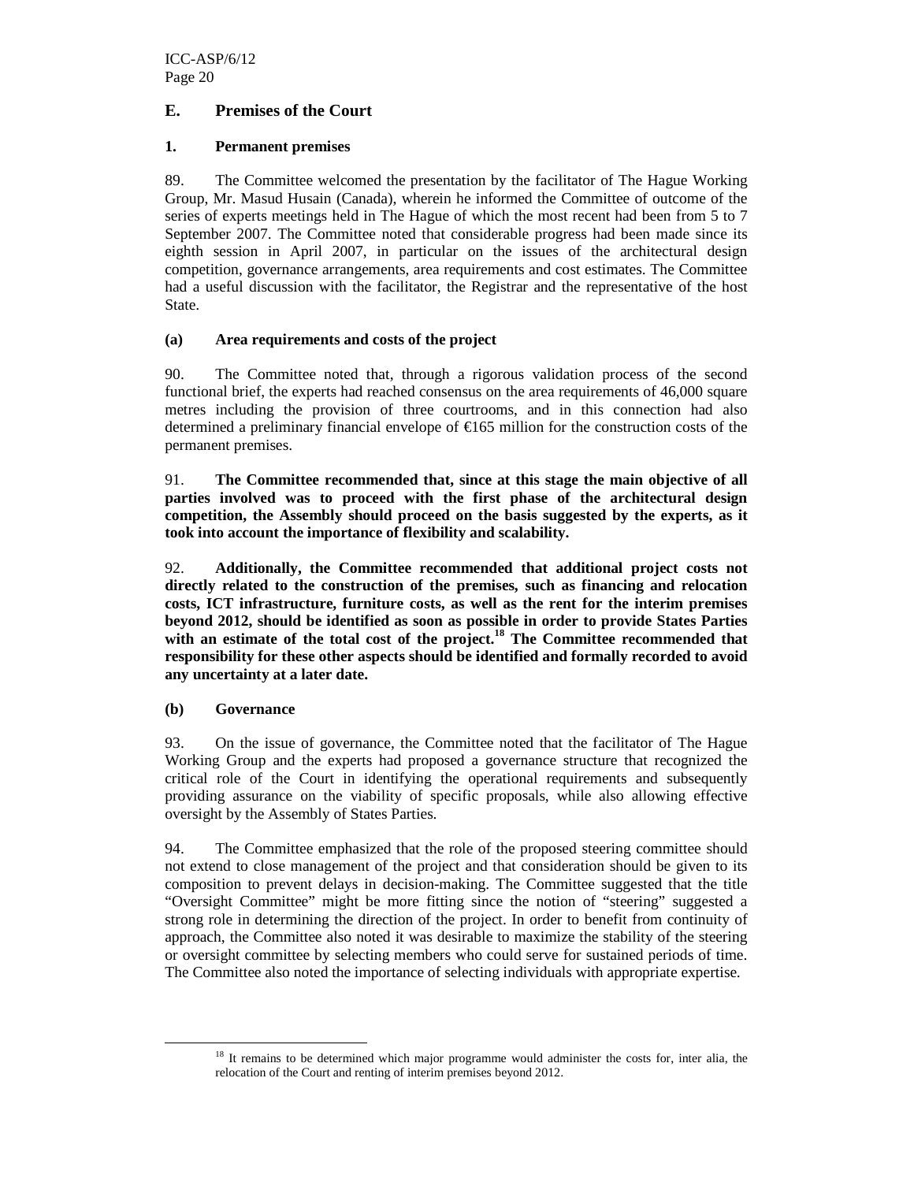## E. Premises of the Court

### 1. Permanent premises

89. The Committee welcomed the presentation by the facilitator of The Hague Working Group, Mr. Masud Husain (Canada), wherein he informed the Committee of outcome of the series of experts meetings held in The Hague of which the most recent had been from 5 to 7 September 2007. The Committee noted that considerable progress had been made since its eighth session in April 2007, in particular on the issues of the architectural design competition, governance arrangements, area requirements and cost estimates. The Committee had a useful discussion with the facilitator, the Registrar and the representative of the host State.

#### (a) Area requirements and costs of the project

90. The Committee noted that, through a rigorous validation process of the second functional brief, the experts had reached consensus on the area requirements of 46,000 square metres including the provision of three courtrooms, and in this connection had also determined a preliminary financial envelope of €165 million for the construction costs of the permanent premises.

91. **The Committee recommended that, since at this stage the main objective of all parties involved was to proceed with the first phase of the architectural design competition, the Assembly should proceed on the basis suggested by the experts, as it took into account the importance of flexibility and scalability.**

92. **Additionally, the Committee recommended that additional project costs not directly related to the construction of the premises, such as financing and relocation costs, ICT infrastructure, furniture costs, as well as the rent for the interim premises beyond 2012, should be identified as soon as possible in order to provide States Parties with an estimate of the total cost of the project.[18] The Committee recommended that responsibility for these other aspects should be identified and formally recorded to avoid any uncertainty at a later date.**

#### (b) Governance

93. On the issue of governance, the Committee noted that the facilitator of The Hague Working Group and the experts had proposed a governance structure that recognized the critical role of the Court in identifying the operational requirements and subsequently providing assurance on the viability of specific proposals, while also allowing effective oversight by the Assembly of States Parties.

94. The Committee emphasized that the role of the proposed steering committee should not extend to close management of the project and that consideration should be given to its composition to prevent delays in decision-making. The Committee suggested that the title "Oversight Committee" might be more fitting since the notion of "steering" suggested a strong role in determining the direction of the project. In order to benefit from continuity of approach, the Committee also noted it was desirable to maximize the stability of the steering or oversight committee by selecting members who could serve for sustained periods of time. The Committee also noted the importance of selecting individuals with appropriate expertise.

[18] It remains to be determined which major programme would administer the costs for, inter alia, the relocation of the Court and renting of interim premises beyond 2012.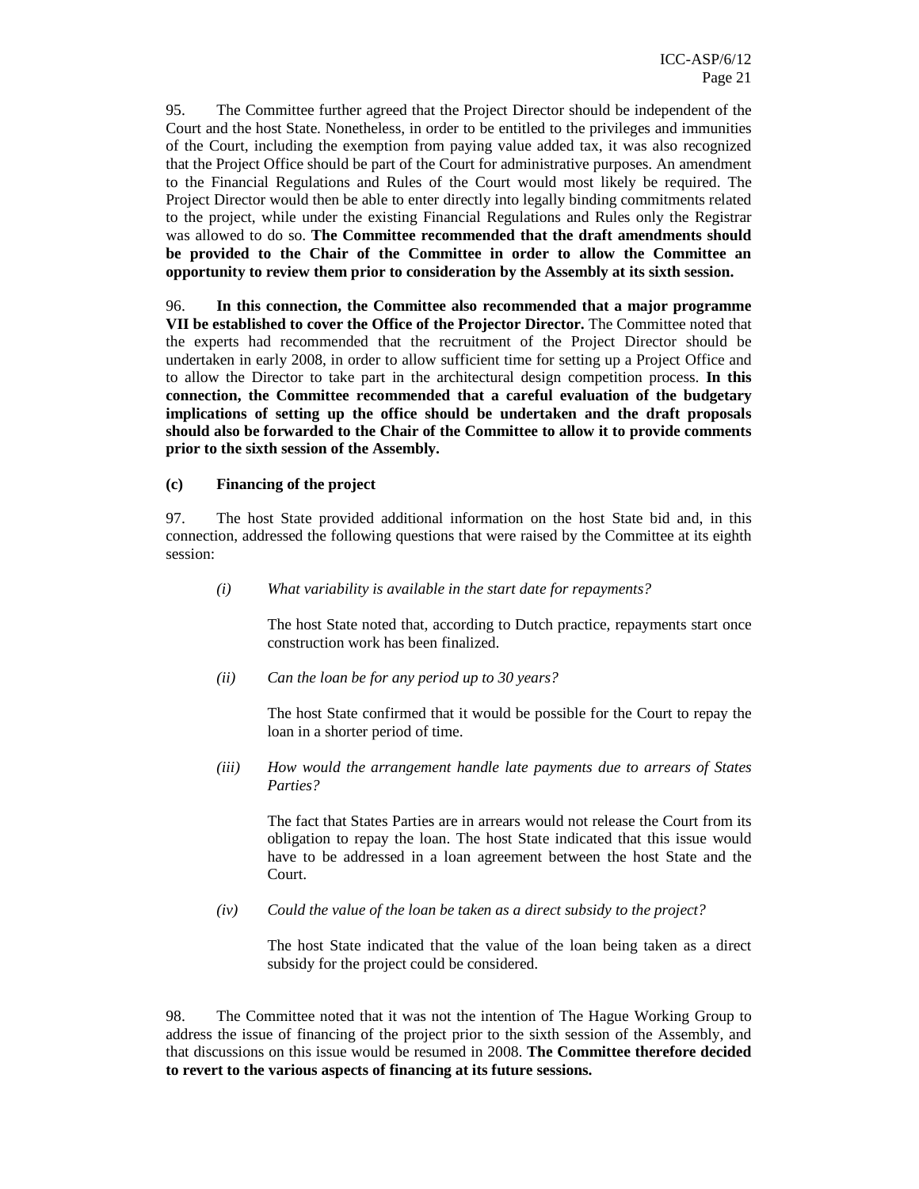95. The Committee further agreed that the Project Director should be independent of the Court and the host State. Nonetheless, in order to be entitled to the privileges and immunities of the Court, including the exemption from paying value added tax, it was also recognized that the Project Office should be part of the Court for administrative purposes. An amendment to the Financial Regulations and Rules of the Court would most likely be required. The Project Director would then be able to enter directly into legally binding commitments related to the project, while under the existing Financial Regulations and Rules only the Registrar was allowed to do so. **The Committee recommended that the draft amendments should be provided to the Chair of the Committee in order to allow the Committee an opportunity to review them prior to consideration by the Assembly at its sixth session.**

96. **In this connection, the Committee also recommended that a major programme VII be established to cover the Office of the Projector Director.** The Committee noted that the experts had recommended that the recruitment of the Project Director should be undertaken in early 2008, in order to allow sufficient time for setting up a Project Office and to allow the Director to take part in the architectural design competition process. **In this connection, the Committee recommended that a careful evaluation of the budgetary implications of setting up the office should be undertaken and the draft proposals should also be forwarded to the Chair of the Committee to allow it to provide comments prior to the sixth session of the Assembly.**

**(c) Financing of the project**

97. The host State provided additional information on the host State bid and, in this connection, addressed the following questions that were raised by the Committee at its eighth session:

*(i) What variability is available in the start date for repayments?*

The host State noted that, according to Dutch practice, repayments start once construction work has been finalized.

*(ii) Can the loan be for any period up to 30 years?*

The host State confirmed that it would be possible for the Court to repay the loan in a shorter period of time.

*(iii) How would the arrangement handle late payments due to arrears of States Parties?*

The fact that States Parties are in arrears would not release the Court from its obligation to repay the loan. The host State indicated that this issue would have to be addressed in a loan agreement between the host State and the Court.

*(iv) Could the value of the loan be taken as a direct subsidy to the project?*

The host State indicated that the value of the loan being taken as a direct subsidy for the project could be considered.

98. The Committee noted that it was not the intention of The Hague Working Group to address the issue of financing of the project prior to the sixth session of the Assembly, and that discussions on this issue would be resumed in 2008. **The Committee therefore decided to revert to the various aspects of financing at its future sessions.**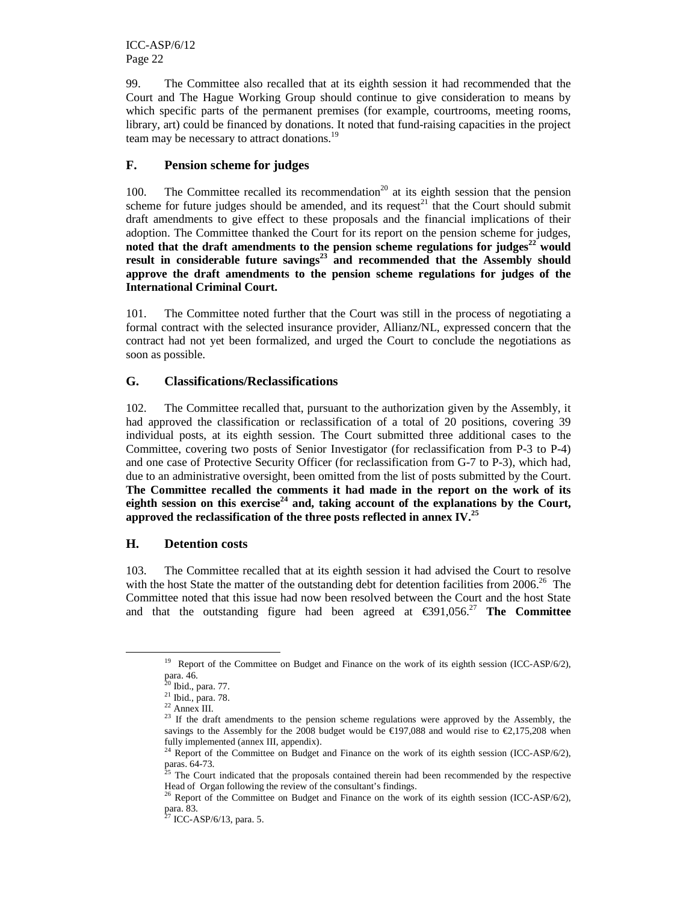99. The Committee also recalled that at its eighth session it had recommended that the Court and The Hague Working Group should continue to give consideration to means by which specific parts of the permanent premises (for example, courtrooms, meeting rooms, library, art) could be financed by donations. It noted that fund-raising capacities in the project team may be necessary to attract donations.[19]

## F. Pension scheme for judges

100. The Committee recalled its recommendation[20] at its eighth session that the pension scheme for future judges should be amended, and its request[21] that the Court should submit draft amendments to give effect to these proposals and the financial implications of their adoption. The Committee thanked the Court for its report on the pension scheme for judges, **noted that the draft amendments to the pension scheme regulations for judges[22] would result in considerable future savings[23] and recommended that the Assembly should approve the draft amendments to the pension scheme regulations for judges of the International Criminal Court.**

101. The Committee noted further that the Court was still in the process of negotiating a formal contract with the selected insurance provider, Allianz/NL, expressed concern that the contract had not yet been formalized, and urged the Court to conclude the negotiations as soon as possible.

## G. Classifications/Reclassifications

102. The Committee recalled that, pursuant to the authorization given by the Assembly, it had approved the classification or reclassification of a total of 20 positions, covering 39 individual posts, at its eighth session. The Court submitted three additional cases to the Committee, covering two posts of Senior Investigator (for reclassification from P-3 to P-4) and one case of Protective Security Officer (for reclassification from G-7 to P-3), which had, due to an administrative oversight, been omitted from the list of posts submitted by the Court. **The Committee recalled the comments it had made in the report on the work of its eighth session on this exercise[24] and, taking account of the explanations by the Court, approved the reclassification of the three posts reflected in annex IV.[25]**

## H. Detention costs

103. The Committee recalled that at its eighth session it had advised the Court to resolve with the host State the matter of the outstanding debt for detention facilities from 2006.[26] The Committee noted that this issue had now been resolved between the Court and the host State and that the outstanding figure had been agreed at €391,056.[27] **The Committee**

---

[19] Report of the Committee on Budget and Finance on the work of its eighth session (ICC-ASP/6/2), para. 46.
[20] Ibid., para. 77.
[21] Ibid., para. 78.
[22] Annex III.
[23] If the draft amendments to the pension scheme regulations were approved by the Assembly, the savings to the Assembly for the 2008 budget would be €197,088 and would rise to €2,175,208 when fully implemented (annex III, appendix).
[24] Report of the Committee on Budget and Finance on the work of its eighth session (ICC-ASP/6/2), paras. 64-73.
[25] The Court indicated that the proposals contained therein had been recommended by the respective Head of Organ following the review of the consultant's findings.
[26] Report of the Committee on Budget and Finance on the work of its eighth session (ICC-ASP/6/2), para. 83.
[27] ICC-ASP/6/13, para. 5.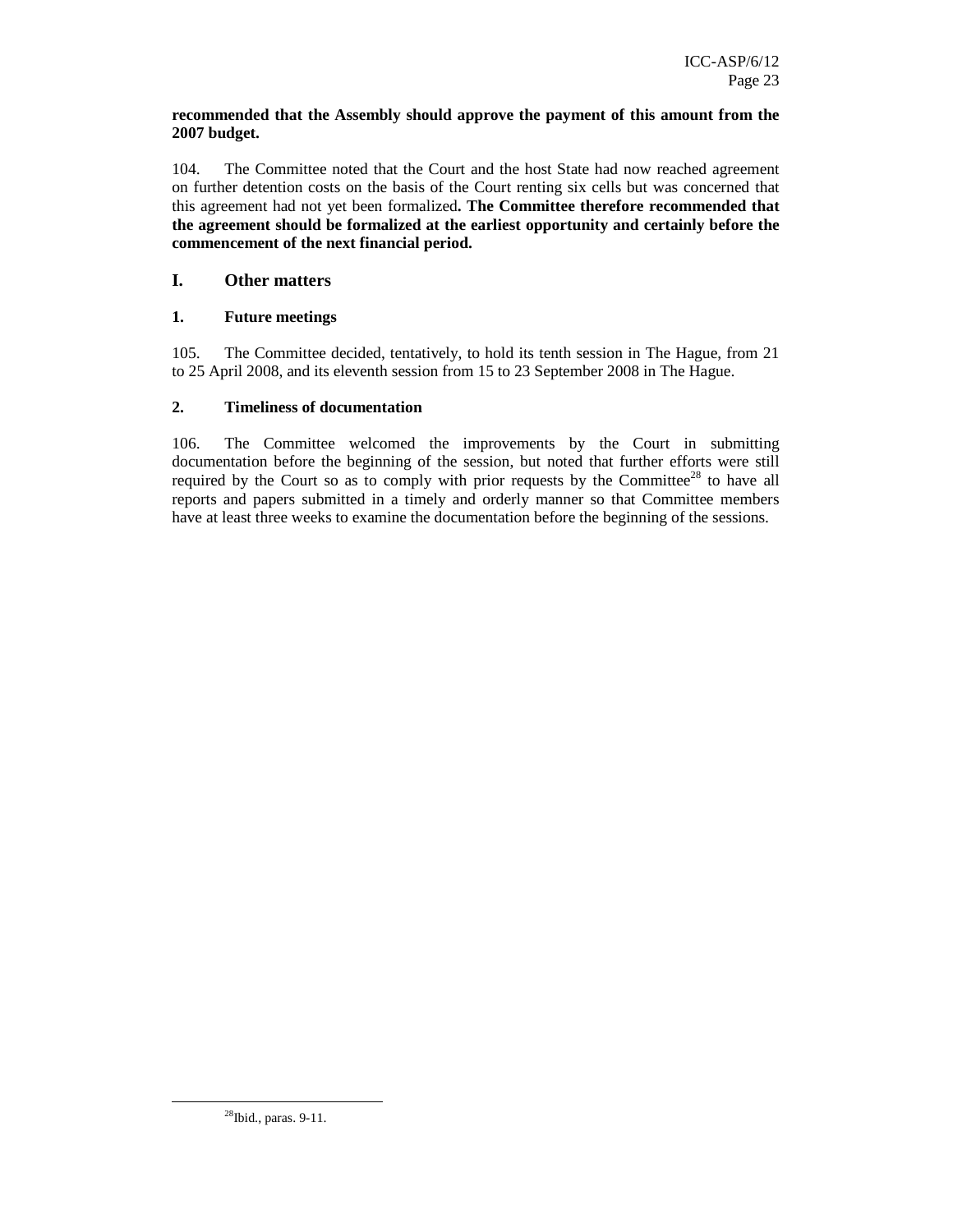**recommended that the Assembly should approve the payment of this amount from the 2007 budget.**

104. The Committee noted that the Court and the host State had now reached agreement on further detention costs on the basis of the Court renting six cells but was concerned that this agreement had not yet been formalized**. The Committee therefore recommended that the agreement should be formalized at the earliest opportunity and certainly before the commencement of the next financial period.**

## I. Other matters

### 1. Future meetings

105. The Committee decided, tentatively, to hold its tenth session in The Hague, from 21 to 25 April 2008, and its eleventh session from 15 to 23 September 2008 in The Hague.

### 2. Timeliness of documentation

106. The Committee welcomed the improvements by the Court in submitting documentation before the beginning of the session, but noted that further efforts were still required by the Court so as to comply with prior requests by the Committee[28] to have all reports and papers submitted in a timely and orderly manner so that Committee members have at least three weeks to examine the documentation before the beginning of the sessions.

---

[28] Ibid., paras. 9-11.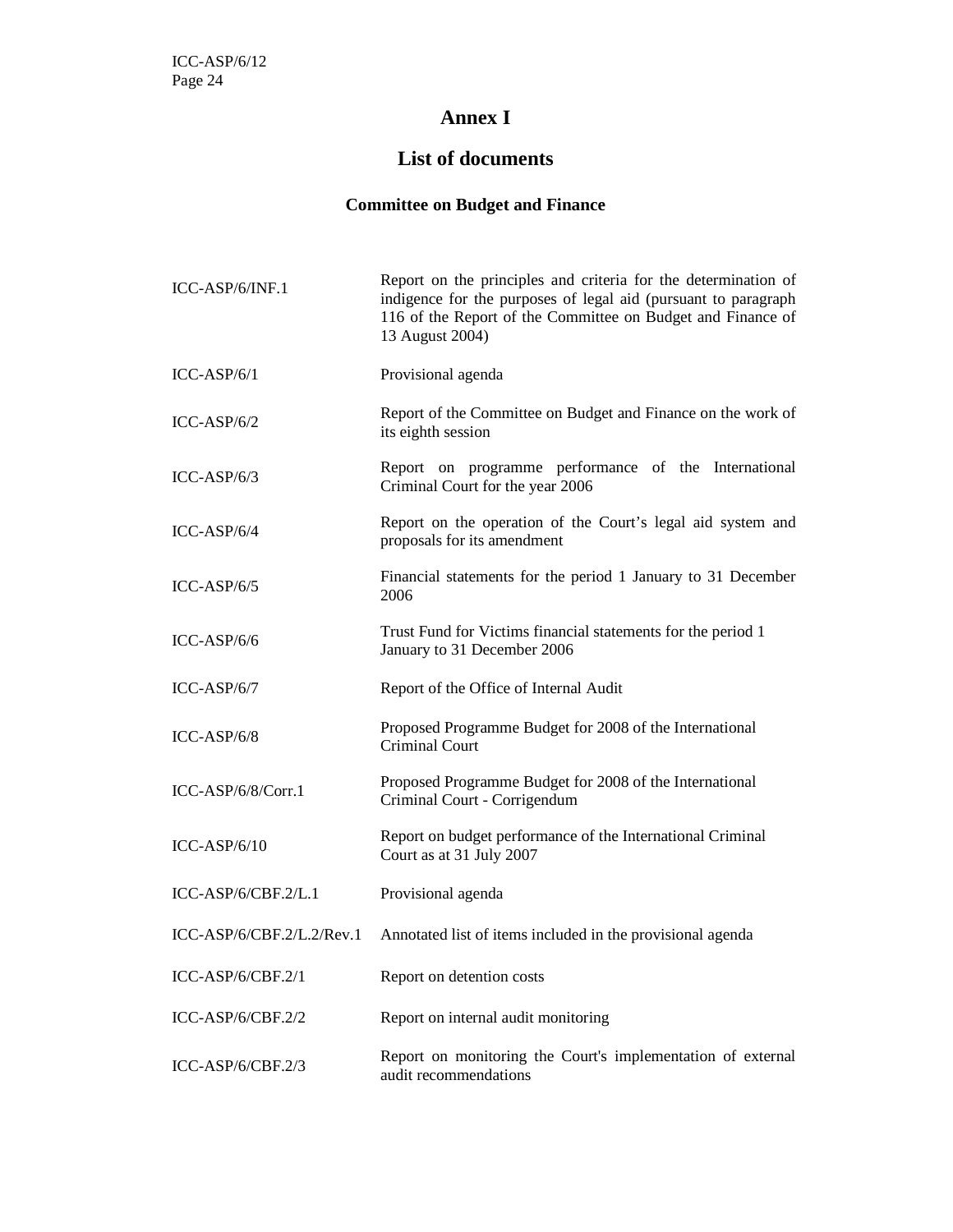# Annex I

## List of documents

### Committee on Budget and Finance

| | |
|---|---|
| ICC-ASP/6/INF.1 | Report on the principles and criteria for the determination of indigence for the purposes of legal aid (pursuant to paragraph 116 of the Report of the Committee on Budget and Finance of 13 August 2004) |
| ICC-ASP/6/1 | Provisional agenda |
| ICC-ASP/6/2 | Report of the Committee on Budget and Finance on the work of its eighth session |
| ICC-ASP/6/3 | Report on programme performance of the International Criminal Court for the year 2006 |
| ICC-ASP/6/4 | Report on the operation of the Court's legal aid system and proposals for its amendment |
| ICC-ASP/6/5 | Financial statements for the period 1 January to 31 December 2006 |
| ICC-ASP/6/6 | Trust Fund for Victims financial statements for the period 1 January to 31 December 2006 |
| ICC-ASP/6/7 | Report of the Office of Internal Audit |
| ICC-ASP/6/8 | Proposed Programme Budget for 2008 of the International Criminal Court |
| ICC-ASP/6/8/Corr.1 | Proposed Programme Budget for 2008 of the International Criminal Court - Corrigendum |
| ICC-ASP/6/10 | Report on budget performance of the International Criminal Court as at 31 July 2007 |
| ICC-ASP/6/CBF.2/L.1 | Provisional agenda |
| ICC-ASP/6/CBF.2/L.2/Rev.1 | Annotated list of items included in the provisional agenda |
| ICC-ASP/6/CBF.2/1 | Report on detention costs |
| ICC-ASP/6/CBF.2/2 | Report on internal audit monitoring |
| ICC-ASP/6/CBF.2/3 | Report on monitoring the Court's implementation of external audit recommendations |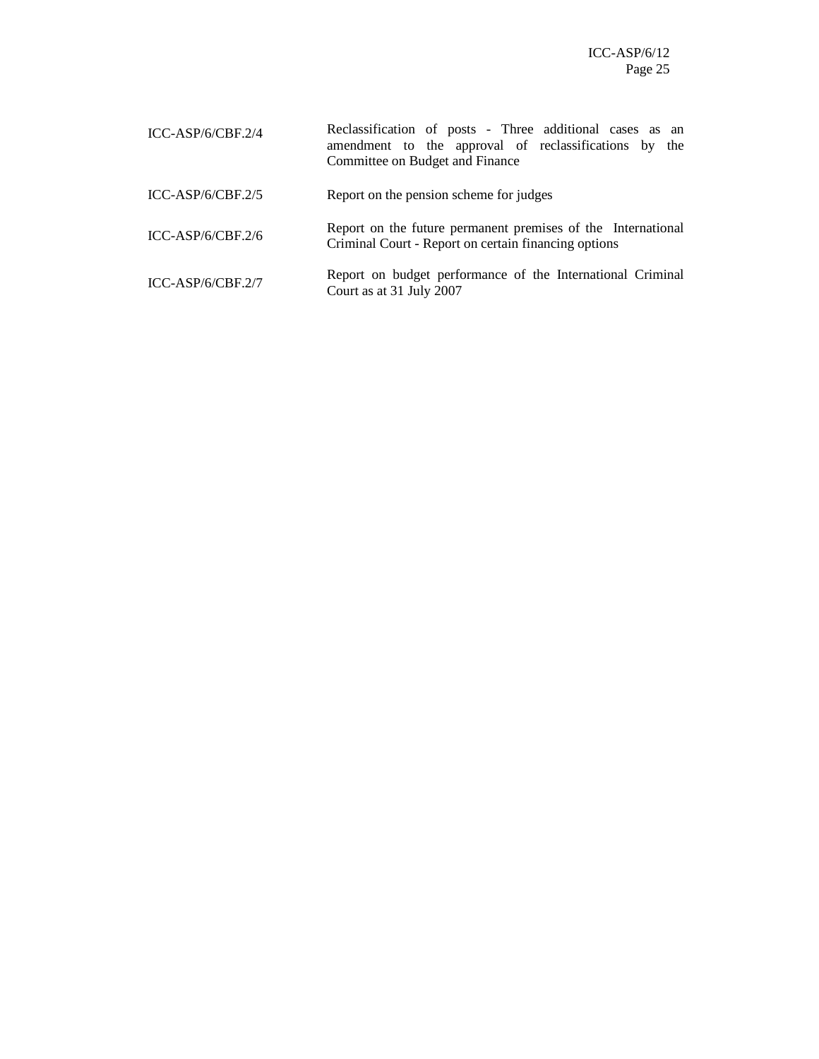| | |
|---|---|
| ICC-ASP/6/CBF.2/4 | Reclassification of posts - Three additional cases as an amendment to the approval of reclassifications by the Committee on Budget and Finance |
| ICC-ASP/6/CBF.2/5 | Report on the pension scheme for judges |
| ICC-ASP/6/CBF.2/6 | Report on the future permanent premises of the International Criminal Court - Report on certain financing options |
| ICC-ASP/6/CBF.2/7 | Report on budget performance of the International Criminal Court as at 31 July 2007 |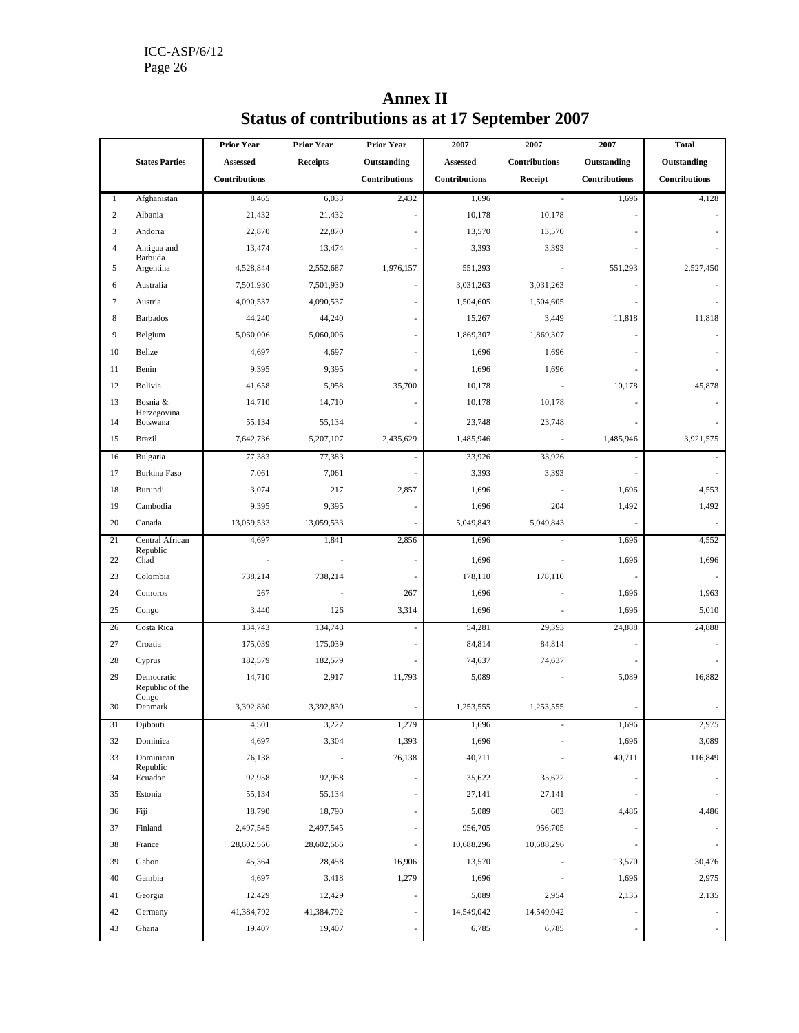# Annex II

## Status of contributions as at 17 September 2007

| | States Parties | Prior Year Assessed Contributions | Prior Year Receipts | Prior Year Outstanding Contributions | 2007 Assessed Contributions | 2007 Contributions Receipt | 2007 Outstanding Contributions | Total Outstanding Contributions |
|---|---|---|---|---|---|---|---|---|
| 1 | Afghanistan | 8,465 | 6,033 | 2,432 | 1,696 | - | 1,696 | 4,128 |
| 2 | Albania | 21,432 | 21,432 | - | 10,178 | 10,178 | - | - |
| 3 | Andorra | 22,870 | 22,870 | - | 13,570 | 13,570 | - | - |
| 4 | Antigua and Barbuda | 13,474 | 13,474 | - | 3,393 | 3,393 | - | - |
| 5 | Argentina | 4,528,844 | 2,552,687 | 1,976,157 | 551,293 | - | 551,293 | 2,527,450 |
| 6 | Australia | 7,501,930 | 7,501,930 | - | 3,031,263 | 3,031,263 | - | - |
| 7 | Austria | 4,090,537 | 4,090,537 | - | 1,504,605 | 1,504,605 | - | - |
| 8 | Barbados | 44,240 | 44,240 | - | 15,267 | 3,449 | 11,818 | 11,818 |
| 9 | Belgium | 5,060,006 | 5,060,006 | - | 1,869,307 | 1,869,307 | - | - |
| 10 | Belize | 4,697 | 4,697 | - | 1,696 | 1,696 | - | - |
| 11 | Benin | 9,395 | 9,395 | - | 1,696 | 1,696 | - | - |
| 12 | Bolivia | 41,658 | 5,958 | 35,700 | 10,178 | - | 10,178 | 45,878 |
| 13 | Bosnia & Herzegovina | 14,710 | 14,710 | - | 10,178 | 10,178 | - | - |
| 14 | Botswana | 55,134 | 55,134 | - | 23,748 | 23,748 | - | - |
| 15 | Brazil | 7,642,736 | 5,207,107 | 2,435,629 | 1,485,946 | - | 1,485,946 | 3,921,575 |
| 16 | Bulgaria | 77,383 | 77,383 | - | 33,926 | 33,926 | - | - |
| 17 | Burkina Faso | 7,061 | 7,061 | - | 3,393 | 3,393 | - | - |
| 18 | Burundi | 3,074 | 217 | 2,857 | 1,696 | - | 1,696 | 4,553 |
| 19 | Cambodia | 9,395 | 9,395 | - | 1,696 | 204 | 1,492 | 1,492 |
| 20 | Canada | 13,059,533 | 13,059,533 | - | 5,049,843 | 5,049,843 | - | - |
| 21 | Central African Republic | 4,697 | 1,841 | 2,856 | 1,696 | - | 1,696 | 4,552 |
| 22 | Chad | - | - | - | 1,696 | - | 1,696 | 1,696 |
| 23 | Colombia | 738,214 | 738,214 | - | 178,110 | 178,110 | - | - |
| 24 | Comoros | 267 | - | 267 | 1,696 | - | 1,696 | 1,963 |
| 25 | Congo | 3,440 | 126 | 3,314 | 1,696 | - | 1,696 | 5,010 |
| 26 | Costa Rica | 134,743 | 134,743 | - | 54,281 | 29,393 | 24,888 | 24,888 |
| 27 | Croatia | 175,039 | 175,039 | - | 84,814 | 84,814 | - | - |
| 28 | Cyprus | 182,579 | 182,579 | - | 74,637 | 74,637 | - | - |
| 29 | Democratic Republic of the Congo | 14,710 | 2,917 | 11,793 | 5,089 | - | 5,089 | 16,882 |
| 30 | Denmark | 3,392,830 | 3,392,830 | - | 1,253,555 | 1,253,555 | - | - |
| 31 | Djibouti | 4,501 | 3,222 | 1,279 | 1,696 | - | 1,696 | 2,975 |
| 32 | Dominica | 4,697 | 3,304 | 1,393 | 1,696 | - | 1,696 | 3,089 |
| 33 | Dominican Republic | 76,138 | - | 76,138 | 40,711 | - | 40,711 | 116,849 |
| 34 | Ecuador | 92,958 | 92,958 | - | 35,622 | 35,622 | - | - |
| 35 | Estonia | 55,134 | 55,134 | - | 27,141 | 27,141 | - | - |
| 36 | Fiji | 18,790 | 18,790 | - | 5,089 | 603 | 4,486 | 4,486 |
| 37 | Finland | 2,497,545 | 2,497,545 | - | 956,705 | 956,705 | - | - |
| 38 | France | 28,602,566 | 28,602,566 | - | 10,688,296 | 10,688,296 | - | - |
| 39 | Gabon | 45,364 | 28,458 | 16,906 | 13,570 | - | 13,570 | 30,476 |
| 40 | Gambia | 4,697 | 3,418 | 1,279 | 1,696 | - | 1,696 | 2,975 |
| 41 | Georgia | 12,429 | 12,429 | - | 5,089 | 2,954 | 2,135 | 2,135 |
| 42 | Germany | 41,384,792 | 41,384,792 | - | 14,549,042 | 14,549,042 | - | - |
| 43 | Ghana | 19,407 | 19,407 | - | 6,785 | 6,785 | - | - |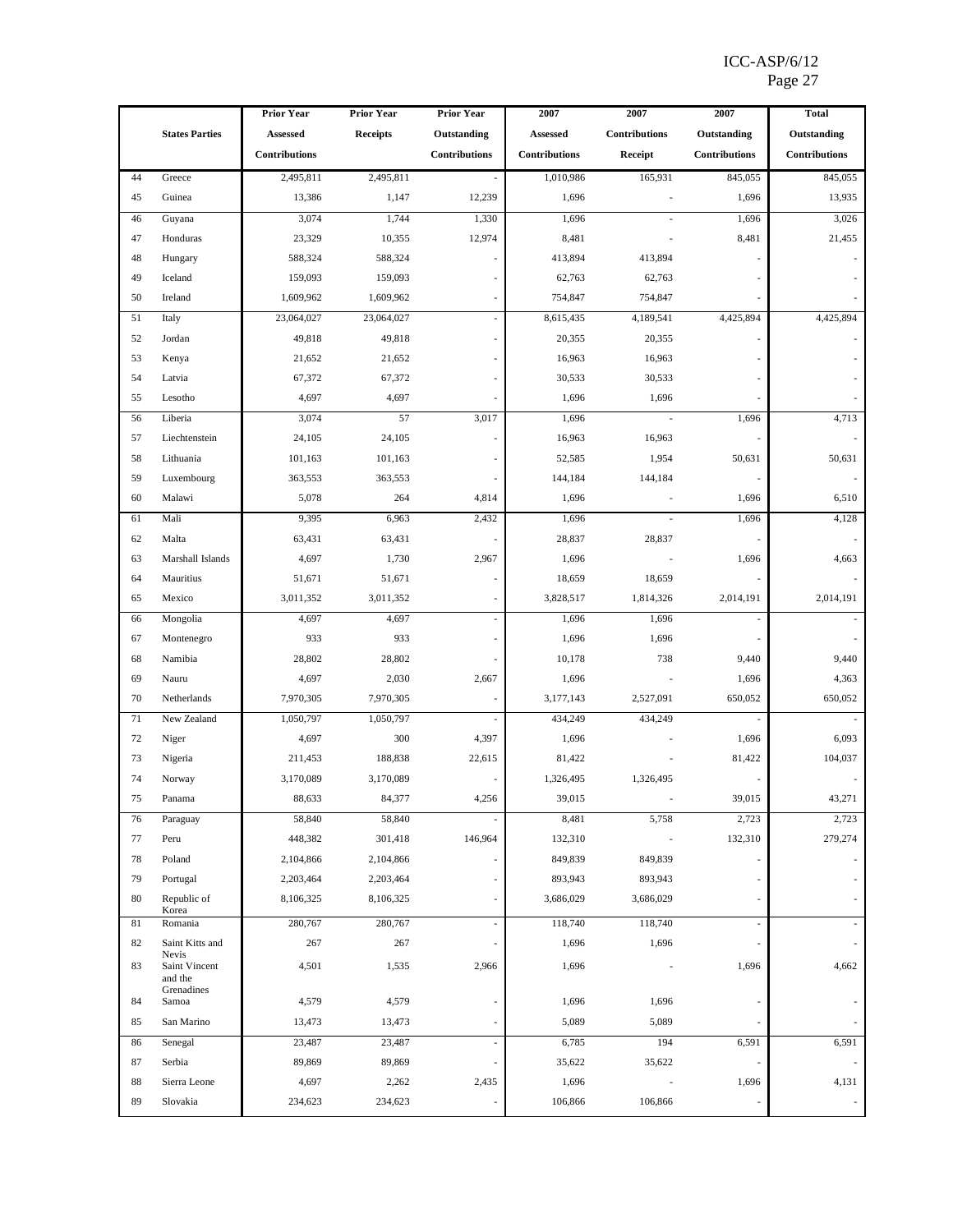| | States Parties | Prior Year Assessed Contributions | Prior Year Receipts | Prior Year Outstanding Contributions | 2007 Assessed Contributions | 2007 Contributions Receipt | 2007 Outstanding Contributions | Total Outstanding Contributions |
|---|---|---|---|---|---|---|---|---|
| 44 | Greece | 2,495,811 | 2,495,811 | - | 1,010,986 | 165,931 | 845,055 | 845,055 |
| 45 | Guinea | 13,386 | 1,147 | 12,239 | 1,696 | - | 1,696 | 13,935 |
| 46 | Guyana | 3,074 | 1,744 | 1,330 | 1,696 | - | 1,696 | 3,026 |
| 47 | Honduras | 23,329 | 10,355 | 12,974 | 8,481 | - | 8,481 | 21,455 |
| 48 | Hungary | 588,324 | 588,324 | - | 413,894 | 413,894 | - | - |
| 49 | Iceland | 159,093 | 159,093 | - | 62,763 | 62,763 | - | - |
| 50 | Ireland | 1,609,962 | 1,609,962 | - | 754,847 | 754,847 | - | - |
| 51 | Italy | 23,064,027 | 23,064,027 | - | 8,615,435 | 4,189,541 | 4,425,894 | 4,425,894 |
| 52 | Jordan | 49,818 | 49,818 | - | 20,355 | 20,355 | - | - |
| 53 | Kenya | 21,652 | 21,652 | - | 16,963 | 16,963 | - | - |
| 54 | Latvia | 67,372 | 67,372 | - | 30,533 | 30,533 | - | - |
| 55 | Lesotho | 4,697 | 4,697 | - | 1,696 | 1,696 | - | - |
| 56 | Liberia | 3,074 | 57 | 3,017 | 1,696 | - | 1,696 | 4,713 |
| 57 | Liechtenstein | 24,105 | 24,105 | - | 16,963 | 16,963 | - | - |
| 58 | Lithuania | 101,163 | 101,163 | - | 52,585 | 1,954 | 50,631 | 50,631 |
| 59 | Luxembourg | 363,553 | 363,553 | - | 144,184 | 144,184 | - | - |
| 60 | Malawi | 5,078 | 264 | 4,814 | 1,696 | - | 1,696 | 6,510 |
| 61 | Mali | 9,395 | 6,963 | 2,432 | 1,696 | - | 1,696 | 4,128 |
| 62 | Malta | 63,431 | 63,431 | - | 28,837 | 28,837 | - | - |
| 63 | Marshall Islands | 4,697 | 1,730 | 2,967 | 1,696 | - | 1,696 | 4,663 |
| 64 | Mauritius | 51,671 | 51,671 | - | 18,659 | 18,659 | - | - |
| 65 | Mexico | 3,011,352 | 3,011,352 | - | 3,828,517 | 1,814,326 | 2,014,191 | 2,014,191 |
| 66 | Mongolia | 4,697 | 4,697 | - | 1,696 | 1,696 | - | - |
| 67 | Montenegro | 933 | 933 | - | 1,696 | 1,696 | - | - |
| 68 | Namibia | 28,802 | 28,802 | - | 10,178 | 738 | 9,440 | 9,440 |
| 69 | Nauru | 4,697 | 2,030 | 2,667 | 1,696 | - | 1,696 | 4,363 |
| 70 | Netherlands | 7,970,305 | 7,970,305 | - | 3,177,143 | 2,527,091 | 650,052 | 650,052 |
| 71 | New Zealand | 1,050,797 | 1,050,797 | - | 434,249 | 434,249 | - | - |
| 72 | Niger | 4,697 | 300 | 4,397 | 1,696 | - | 1,696 | 6,093 |
| 73 | Nigeria | 211,453 | 188,838 | 22,615 | 81,422 | - | 81,422 | 104,037 |
| 74 | Norway | 3,170,089 | 3,170,089 | - | 1,326,495 | 1,326,495 | - | - |
| 75 | Panama | 88,633 | 84,377 | 4,256 | 39,015 | - | 39,015 | 43,271 |
| 76 | Paraguay | 58,840 | 58,840 | - | 8,481 | 5,758 | 2,723 | 2,723 |
| 77 | Peru | 448,382 | 301,418 | 146,964 | 132,310 | - | 132,310 | 279,274 |
| 78 | Poland | 2,104,866 | 2,104,866 | - | 849,839 | 849,839 | - | - |
| 79 | Portugal | 2,203,464 | 2,203,464 | - | 893,943 | 893,943 | - | - |
| 80 | Republic of Korea | 8,106,325 | 8,106,325 | - | 3,686,029 | 3,686,029 | - | - |
| 81 | Romania | 280,767 | 280,767 | - | 118,740 | 118,740 | - | - |
| 82 | Saint Kitts and Nevis | 267 | 267 | - | 1,696 | 1,696 | - | - |
| 83 | Saint Vincent and the Grenadines | 4,501 | 1,535 | 2,966 | 1,696 | - | 1,696 | 4,662 |
| 84 | Samoa | 4,579 | 4,579 | - | 1,696 | 1,696 | - | - |
| 85 | San Marino | 13,473 | 13,473 | - | 5,089 | 5,089 | - | - |
| 86 | Senegal | 23,487 | 23,487 | - | 6,785 | 194 | 6,591 | 6,591 |
| 87 | Serbia | 89,869 | 89,869 | - | 35,622 | 35,622 | - | - |
| 88 | Sierra Leone | 4,697 | 2,262 | 2,435 | 1,696 | - | 1,696 | 4,131 |
| 89 | Slovakia | 234,623 | 234,623 | - | 106,866 | 106,866 | - | - |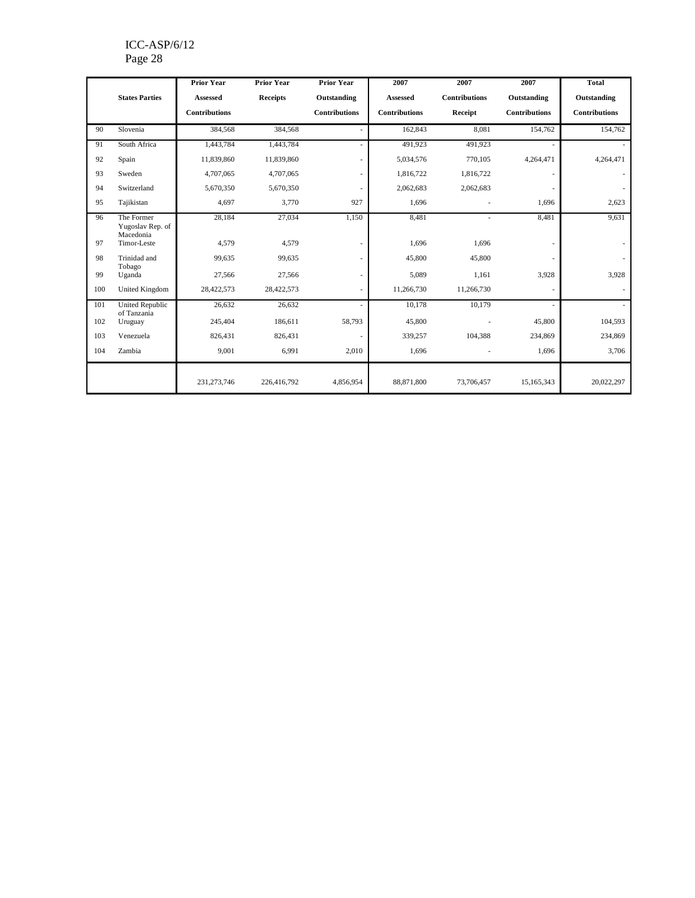| | States Parties | Prior Year Assessed Contributions | Prior Year Receipts | Prior Year Outstanding Contributions | 2007 Assessed Contributions | 2007 Contributions Receipt | 2007 Outstanding Contributions | Total Outstanding Contributions |
|---|---|---|---|---|---|---|---|---|
| 90 | Slovenia | 384,568 | 384,568 | - | 162,843 | 8,081 | 154,762 | 154,762 |
| 91 | South Africa | 1,443,784 | 1,443,784 | - | 491,923 | 491,923 | - | - |
| 92 | Spain | 11,839,860 | 11,839,860 | - | 5,034,576 | 770,105 | 4,264,471 | 4,264,471 |
| 93 | Sweden | 4,707,065 | 4,707,065 | - | 1,816,722 | 1,816,722 | - | - |
| 94 | Switzerland | 5,670,350 | 5,670,350 | - | 2,062,683 | 2,062,683 | - | - |
| 95 | Tajikistan | 4,697 | 3,770 | 927 | 1,696 | - | 1,696 | 2,623 |
| 96 | The Former Yugoslav Rep. of Macedonia | 28,184 | 27,034 | 1,150 | 8,481 | - | 8,481 | 9,631 |
| 97 | Timor-Leste | 4,579 | 4,579 | - | 1,696 | 1,696 | - | - |
| 98 | Trinidad and Tobago | 99,635 | 99,635 | - | 45,800 | 45,800 | - | - |
| 99 | Uganda | 27,566 | 27,566 | - | 5,089 | 1,161 | 3,928 | 3,928 |
| 100 | United Kingdom | 28,422,573 | 28,422,573 | - | 11,266,730 | 11,266,730 | - | - |
| 101 | United Republic of Tanzania | 26,632 | 26,632 | - | 10,178 | 10,179 | - | - |
| 102 | Uruguay | 245,404 | 186,611 | 58,793 | 45,800 | - | 45,800 | 104,593 |
| 103 | Venezuela | 826,431 | 826,431 | - | 339,257 | 104,388 | 234,869 | 234,869 |
| 104 | Zambia | 9,001 | 6,991 | 2,010 | 1,696 | - | 1,696 | 3,706 |
| | | 231,273,746 | 226,416,792 | 4,856,954 | 88,871,800 | 73,706,457 | 15,165,343 | 20,022,297 |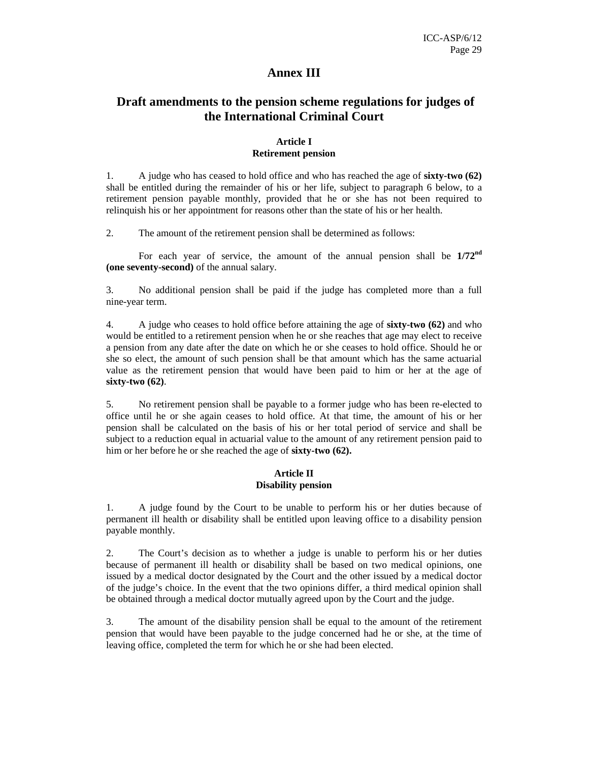# Annex III

## Draft amendments to the pension scheme regulations for judges of the International Criminal Court

### Article I
### Retirement pension

1. A judge who has ceased to hold office and who has reached the age of **sixty-two (62)** shall be entitled during the remainder of his or her life, subject to paragraph 6 below, to a retirement pension payable monthly, provided that he or she has not been required to relinquish his or her appointment for reasons other than the state of his or her health.

2. The amount of the retirement pension shall be determined as follows:

For each year of service, the amount of the annual pension shall be **1/72nd (one seventy-second)** of the annual salary.

3. No additional pension shall be paid if the judge has completed more than a full nine-year term.

4. A judge who ceases to hold office before attaining the age of **sixty-two (62)** and who would be entitled to a retirement pension when he or she reaches that age may elect to receive a pension from any date after the date on which he or she ceases to hold office. Should he or she so elect, the amount of such pension shall be that amount which has the same actuarial value as the retirement pension that would have been paid to him or her at the age of **sixty-two (62)**.

5. No retirement pension shall be payable to a former judge who has been re-elected to office until he or she again ceases to hold office. At that time, the amount of his or her pension shall be calculated on the basis of his or her total period of service and shall be subject to a reduction equal in actuarial value to the amount of any retirement pension paid to him or her before he or she reached the age of **sixty-two (62).**

### Article II
### Disability pension

1. A judge found by the Court to be unable to perform his or her duties because of permanent ill health or disability shall be entitled upon leaving office to a disability pension payable monthly.

2. The Court's decision as to whether a judge is unable to perform his or her duties because of permanent ill health or disability shall be based on two medical opinions, one issued by a medical doctor designated by the Court and the other issued by a medical doctor of the judge's choice. In the event that the two opinions differ, a third medical opinion shall be obtained through a medical doctor mutually agreed upon by the Court and the judge.

3. The amount of the disability pension shall be equal to the amount of the retirement pension that would have been payable to the judge concerned had he or she, at the time of leaving office, completed the term for which he or she had been elected.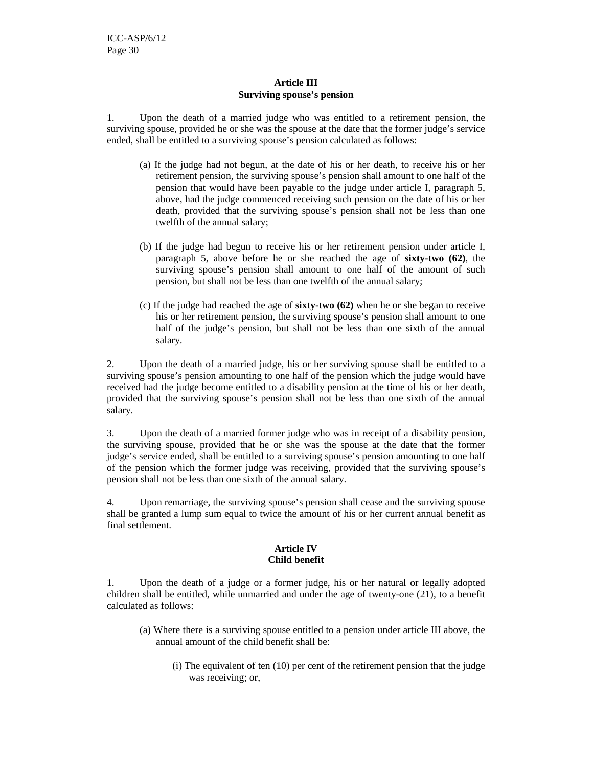**Article III**
**Surviving spouse's pension**

1. Upon the death of a married judge who was entitled to a retirement pension, the surviving spouse, provided he or she was the spouse at the date that the former judge's service ended, shall be entitled to a surviving spouse's pension calculated as follows:

(a) If the judge had not begun, at the date of his or her death, to receive his or her retirement pension, the surviving spouse's pension shall amount to one half of the pension that would have been payable to the judge under article I, paragraph 5, above, had the judge commenced receiving such pension on the date of his or her death, provided that the surviving spouse's pension shall not be less than one twelfth of the annual salary;

(b) If the judge had begun to receive his or her retirement pension under article I, paragraph 5, above before he or she reached the age of **sixty-two (62)**, the surviving spouse's pension shall amount to one half of the amount of such pension, but shall not be less than one twelfth of the annual salary;

(c) If the judge had reached the age of **sixty-two (62)** when he or she began to receive his or her retirement pension, the surviving spouse's pension shall amount to one half of the judge's pension, but shall not be less than one sixth of the annual salary.

2. Upon the death of a married judge, his or her surviving spouse shall be entitled to a surviving spouse's pension amounting to one half of the pension which the judge would have received had the judge become entitled to a disability pension at the time of his or her death, provided that the surviving spouse's pension shall not be less than one sixth of the annual salary.

3. Upon the death of a married former judge who was in receipt of a disability pension, the surviving spouse, provided that he or she was the spouse at the date that the former judge's service ended, shall be entitled to a surviving spouse's pension amounting to one half of the pension which the former judge was receiving, provided that the surviving spouse's pension shall not be less than one sixth of the annual salary.

4. Upon remarriage, the surviving spouse's pension shall cease and the surviving spouse shall be granted a lump sum equal to twice the amount of his or her current annual benefit as final settlement.

**Article IV**
**Child benefit**

1. Upon the death of a judge or a former judge, his or her natural or legally adopted children shall be entitled, while unmarried and under the age of twenty-one (21), to a benefit calculated as follows:

(a) Where there is a surviving spouse entitled to a pension under article III above, the annual amount of the child benefit shall be:

(i) The equivalent of ten (10) per cent of the retirement pension that the judge was receiving; or,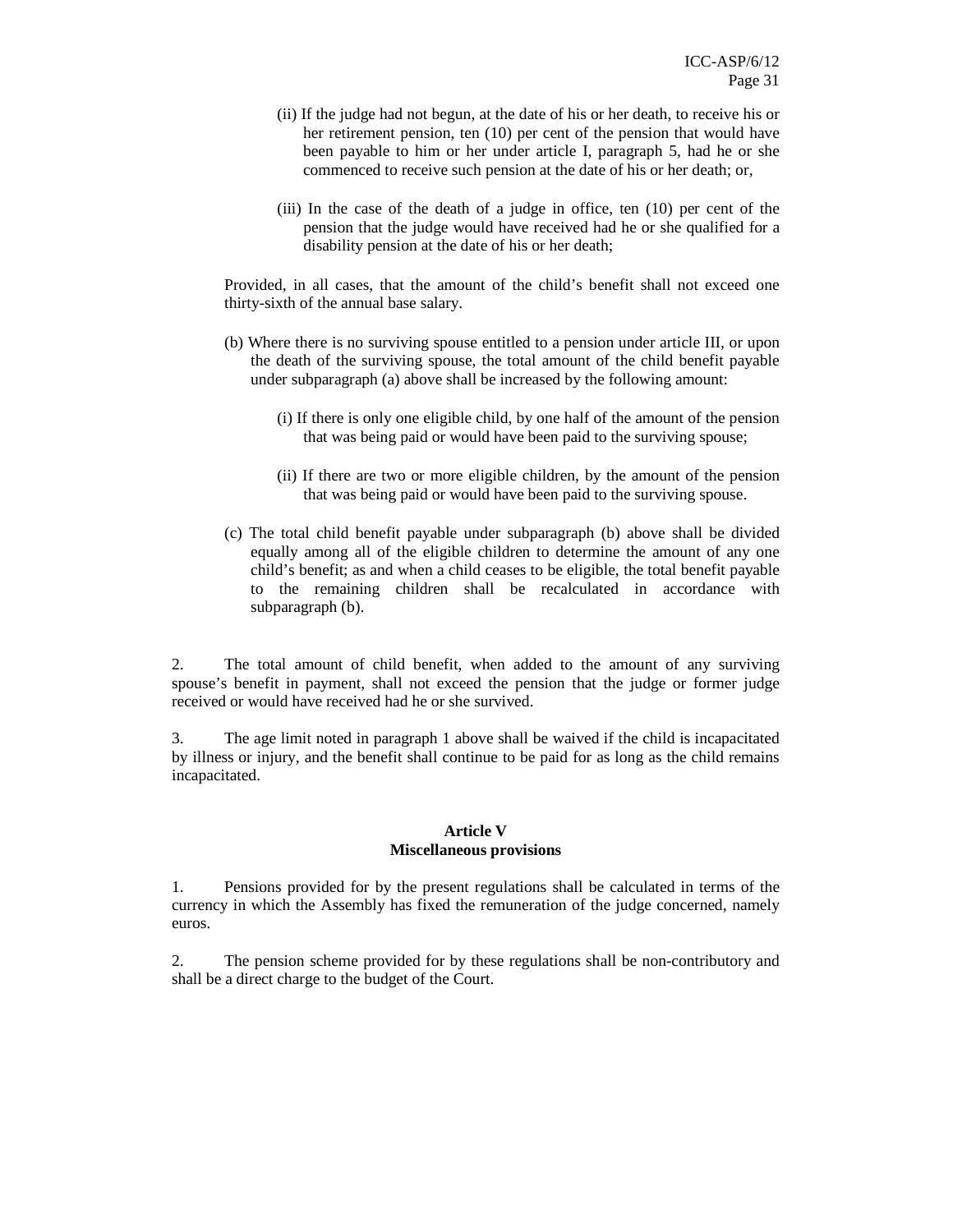(ii) If the judge had not begun, at the date of his or her death, to receive his or her retirement pension, ten (10) per cent of the pension that would have been payable to him or her under article I, paragraph 5, had he or she commenced to receive such pension at the date of his or her death; or,

(iii) In the case of the death of a judge in office, ten (10) per cent of the pension that the judge would have received had he or she qualified for a disability pension at the date of his or her death;

Provided, in all cases, that the amount of the child's benefit shall not exceed one thirty-sixth of the annual base salary.

(b) Where there is no surviving spouse entitled to a pension under article III, or upon the death of the surviving spouse, the total amount of the child benefit payable under subparagraph (a) above shall be increased by the following amount:

(i) If there is only one eligible child, by one half of the amount of the pension that was being paid or would have been paid to the surviving spouse;

(ii) If there are two or more eligible children, by the amount of the pension that was being paid or would have been paid to the surviving spouse.

(c) The total child benefit payable under subparagraph (b) above shall be divided equally among all of the eligible children to determine the amount of any one child's benefit; as and when a child ceases to be eligible, the total benefit payable to the remaining children shall be recalculated in accordance with subparagraph (b).

2. The total amount of child benefit, when added to the amount of any surviving spouse's benefit in payment, shall not exceed the pension that the judge or former judge received or would have received had he or she survived.

3. The age limit noted in paragraph 1 above shall be waived if the child is incapacitated by illness or injury, and the benefit shall continue to be paid for as long as the child remains incapacitated.

**Article V**
**Miscellaneous provisions**

1. Pensions provided for by the present regulations shall be calculated in terms of the currency in which the Assembly has fixed the remuneration of the judge concerned, namely euros.

2. The pension scheme provided for by these regulations shall be non-contributory and shall be a direct charge to the budget of the Court.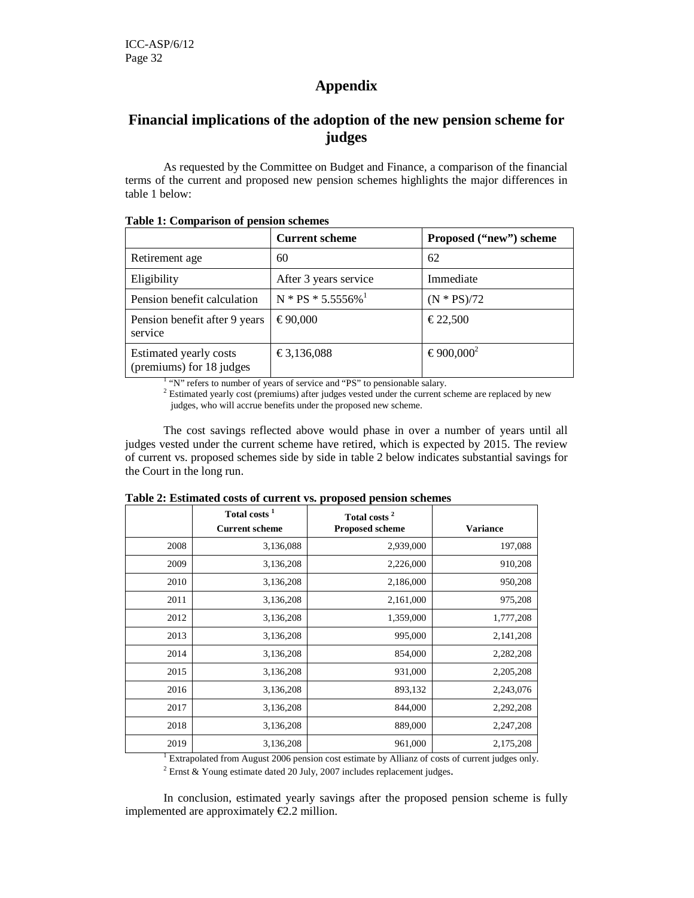# Appendix

## Financial implications of the adoption of the new pension scheme for judges

As requested by the Committee on Budget and Finance, a comparison of the financial terms of the current and proposed new pension schemes highlights the major differences in table 1 below:

**Table 1: Comparison of pension schemes**

| | Current scheme | Proposed ("new") scheme |
|---|---|---|
| Retirement age | 60 | 62 |
| Eligibility | After 3 years service | Immediate |
| Pension benefit calculation | N * PS * 5.5556%[1] | (N * PS)/72 |
| Pension benefit after 9 years service | € 90,000 | € 22,500 |
| Estimated yearly costs (premiums) for 18 judges | € 3,136,088 | € 900,000[2] |

[1] "N" refers to number of years of service and "PS" to pensionable salary.

[2] Estimated yearly cost (premiums) after judges vested under the current scheme are replaced by new judges, who will accrue benefits under the proposed new scheme.

The cost savings reflected above would phase in over a number of years until all judges vested under the current scheme have retired, which is expected by 2015. The review of current vs. proposed schemes side by side in table 2 below indicates substantial savings for the Court in the long run.

**Table 2: Estimated costs of current vs. proposed pension schemes**

| | Total costs [1] Current scheme | Total costs [2] Proposed scheme | Variance |
|---|---|---|---|
| 2008 | 3,136,088 | 2,939,000 | 197,088 |
| 2009 | 3,136,208 | 2,226,000 | 910,208 |
| 2010 | 3,136,208 | 2,186,000 | 950,208 |
| 2011 | 3,136,208 | 2,161,000 | 975,208 |
| 2012 | 3,136,208 | 1,359,000 | 1,777,208 |
| 2013 | 3,136,208 | 995,000 | 2,141,208 |
| 2014 | 3,136,208 | 854,000 | 2,282,208 |
| 2015 | 3,136,208 | 931,000 | 2,205,208 |
| 2016 | 3,136,208 | 893,132 | 2,243,076 |
| 2017 | 3,136,208 | 844,000 | 2,292,208 |
| 2018 | 3,136,208 | 889,000 | 2,247,208 |
| 2019 | 3,136,208 | 961,000 | 2,175,208 |

[1] Extrapolated from August 2006 pension cost estimate by Allianz of costs of current judges only.

[2] Ernst & Young estimate dated 20 July, 2007 includes replacement judges.

In conclusion, estimated yearly savings after the proposed pension scheme is fully implemented are approximately €2.2 million.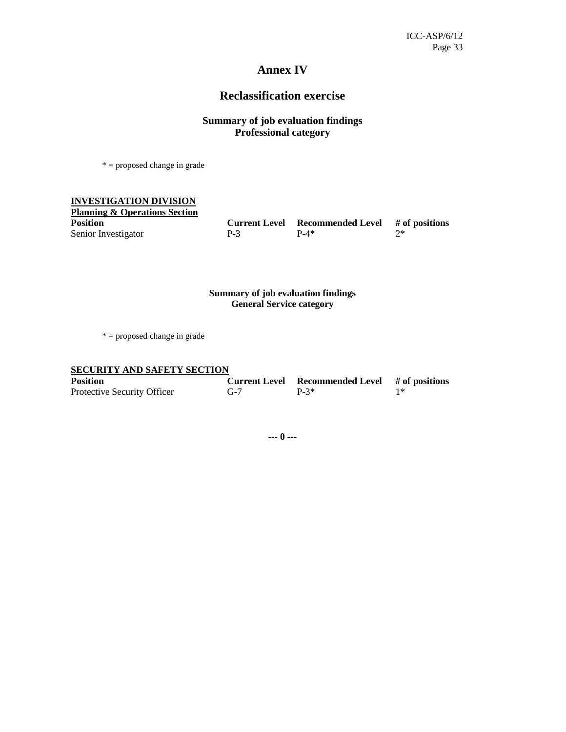# Annex IV

## Reclassification exercise

### Summary of job evaluation findings
### Professional category

* = proposed change in grade

**INVESTIGATION DIVISION**

**Planning & Operations Section**

| Position | Current Level | Recommended Level | # of positions |
| --- | --- | --- | --- |
| Senior Investigator | P-3 | P-4* | 2* |

### Summary of job evaluation findings
### General Service category

* = proposed change in grade

**SECURITY AND SAFETY SECTION**

| Position | Current Level | Recommended Level | # of positions |
| --- | --- | --- | --- |
| Protective Security Officer | G-7 | P-3* | 1* |

--- 0 ---